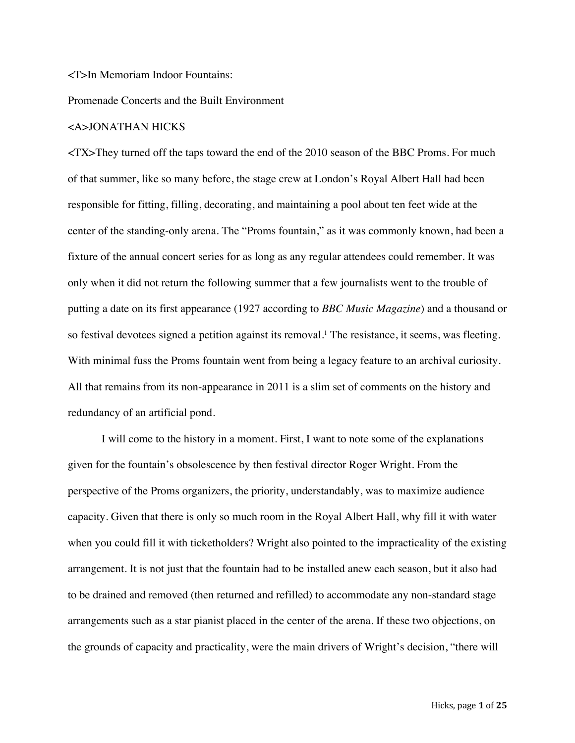<T>In Memoriam Indoor Fountains:

Promenade Concerts and the Built Environment

<A>JONATHAN HICKS

<TX>They turned off the taps toward the end of the 2010 season of the BBC Proms. For much of that summer, like so many before, the stage crew at London's Royal Albert Hall had been responsible for fitting, filling, decorating, and maintaining a pool about ten feet wide at the center of the standing-only arena. The "Proms fountain," as it was commonly known, had been a fixture of the annual concert series for as long as any regular attendees could remember. It was only when it did not return the following summer that a few journalists went to the trouble of putting a date on its first appearance (1927 according to *BBC Music Magazine*) and a thousand or so festival devotees signed a petition against its removal.[1] The resistance, it seems, was fleeting. With minimal fuss the Proms fountain went from being a legacy feature to an archival curiosity. All that remains from its non-appearance in 2011 is a slim set of comments on the history and redundancy of an artificial pond.

I will come to the history in a moment. First, I want to note some of the explanations given for the fountain's obsolescence by then festival director Roger Wright. From the perspective of the Proms organizers, the priority, understandably, was to maximize audience capacity. Given that there is only so much room in the Royal Albert Hall, why fill it with water when you could fill it with ticketholders? Wright also pointed to the impracticality of the existing arrangement. It is not just that the fountain had to be installed anew each season, but it also had to be drained and removed (then returned and refilled) to accommodate any non-standard stage arrangements such as a star pianist placed in the center of the arena. If these two objections, on the grounds of capacity and practicality, were the main drivers of Wright's decision, "there will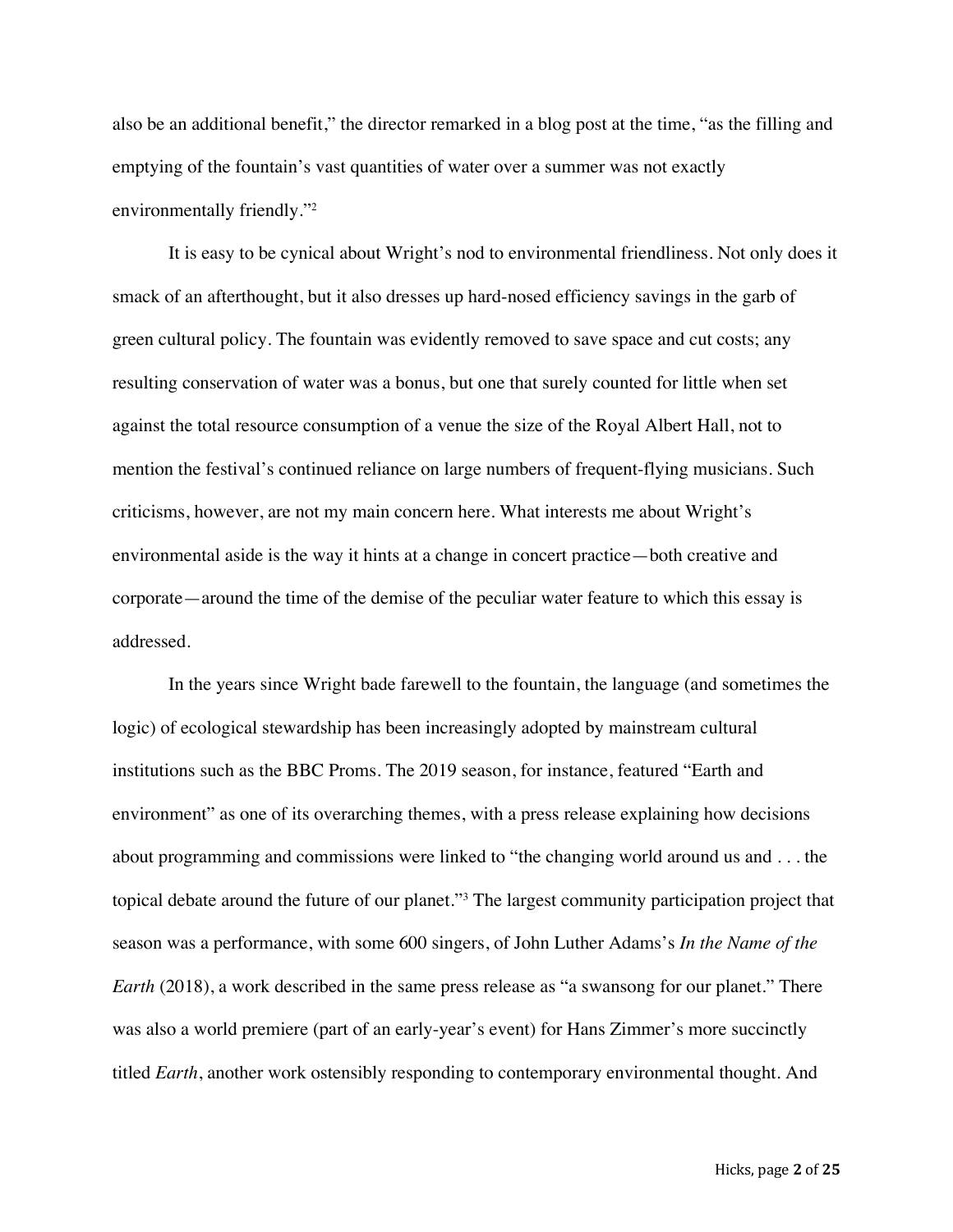also be an additional benefit," the director remarked in a blog post at the time, "as the filling and emptying of the fountain's vast quantities of water over a summer was not exactly environmentally friendly."[2]

It is easy to be cynical about Wright's nod to environmental friendliness. Not only does it smack of an afterthought, but it also dresses up hard-nosed efficiency savings in the garb of green cultural policy. The fountain was evidently removed to save space and cut costs; any resulting conservation of water was a bonus, but one that surely counted for little when set against the total resource consumption of a venue the size of the Royal Albert Hall, not to mention the festival's continued reliance on large numbers of frequent-flying musicians. Such criticisms, however, are not my main concern here. What interests me about Wright's environmental aside is the way it hints at a change in concert practice—both creative and corporate—around the time of the demise of the peculiar water feature to which this essay is addressed.

In the years since Wright bade farewell to the fountain, the language (and sometimes the logic) of ecological stewardship has been increasingly adopted by mainstream cultural institutions such as the BBC Proms. The 2019 season, for instance, featured "Earth and environment" as one of its overarching themes, with a press release explaining how decisions about programming and commissions were linked to "the changing world around us and . . . the topical debate around the future of our planet."[3] The largest community participation project that season was a performance, with some 600 singers, of John Luther Adams's *In the Name of the Earth* (2018), a work described in the same press release as "a swansong for our planet." There was also a world premiere (part of an early-year's event) for Hans Zimmer's more succinctly titled *Earth*, another work ostensibly responding to contemporary environmental thought. And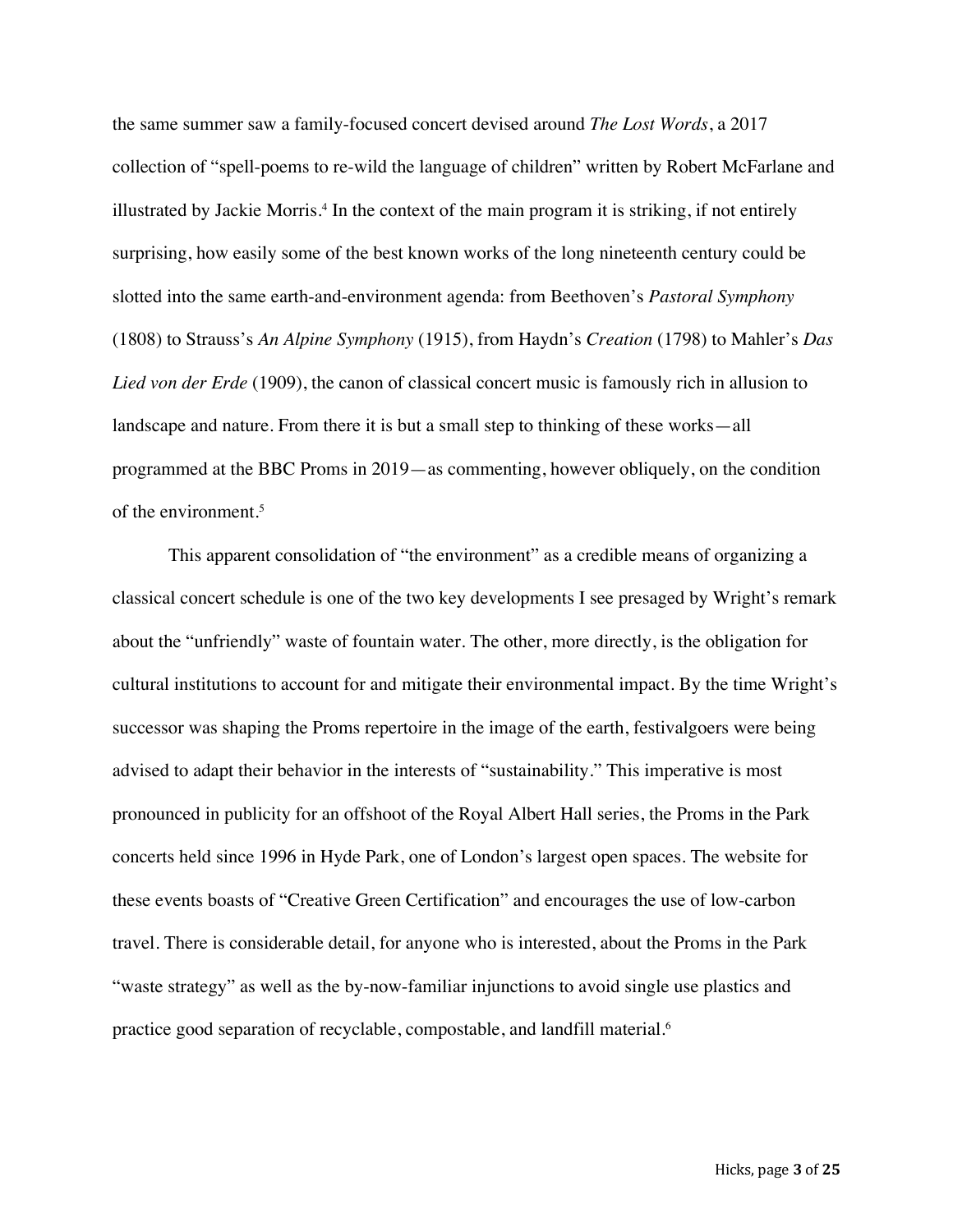the same summer saw a family-focused concert devised around *The Lost Words*, a 2017 collection of "spell-poems to re-wild the language of children" written by Robert McFarlane and illustrated by Jackie Morris.[4] In the context of the main program it is striking, if not entirely surprising, how easily some of the best known works of the long nineteenth century could be slotted into the same earth-and-environment agenda: from Beethoven's *Pastoral Symphony* (1808) to Strauss's *An Alpine Symphony* (1915), from Haydn's *Creation* (1798) to Mahler's *Das Lied von der Erde* (1909), the canon of classical concert music is famously rich in allusion to landscape and nature. From there it is but a small step to thinking of these works—all programmed at the BBC Proms in 2019—as commenting, however obliquely, on the condition of the environment.[5]

This apparent consolidation of "the environment" as a credible means of organizing a classical concert schedule is one of the two key developments I see presaged by Wright's remark about the "unfriendly" waste of fountain water. The other, more directly, is the obligation for cultural institutions to account for and mitigate their environmental impact. By the time Wright's successor was shaping the Proms repertoire in the image of the earth, festivalgoers were being advised to adapt their behavior in the interests of "sustainability." This imperative is most pronounced in publicity for an offshoot of the Royal Albert Hall series, the Proms in the Park concerts held since 1996 in Hyde Park, one of London's largest open spaces. The website for these events boasts of "Creative Green Certification" and encourages the use of low-carbon travel. There is considerable detail, for anyone who is interested, about the Proms in the Park "waste strategy" as well as the by-now-familiar injunctions to avoid single use plastics and practice good separation of recyclable, compostable, and landfill material.[6]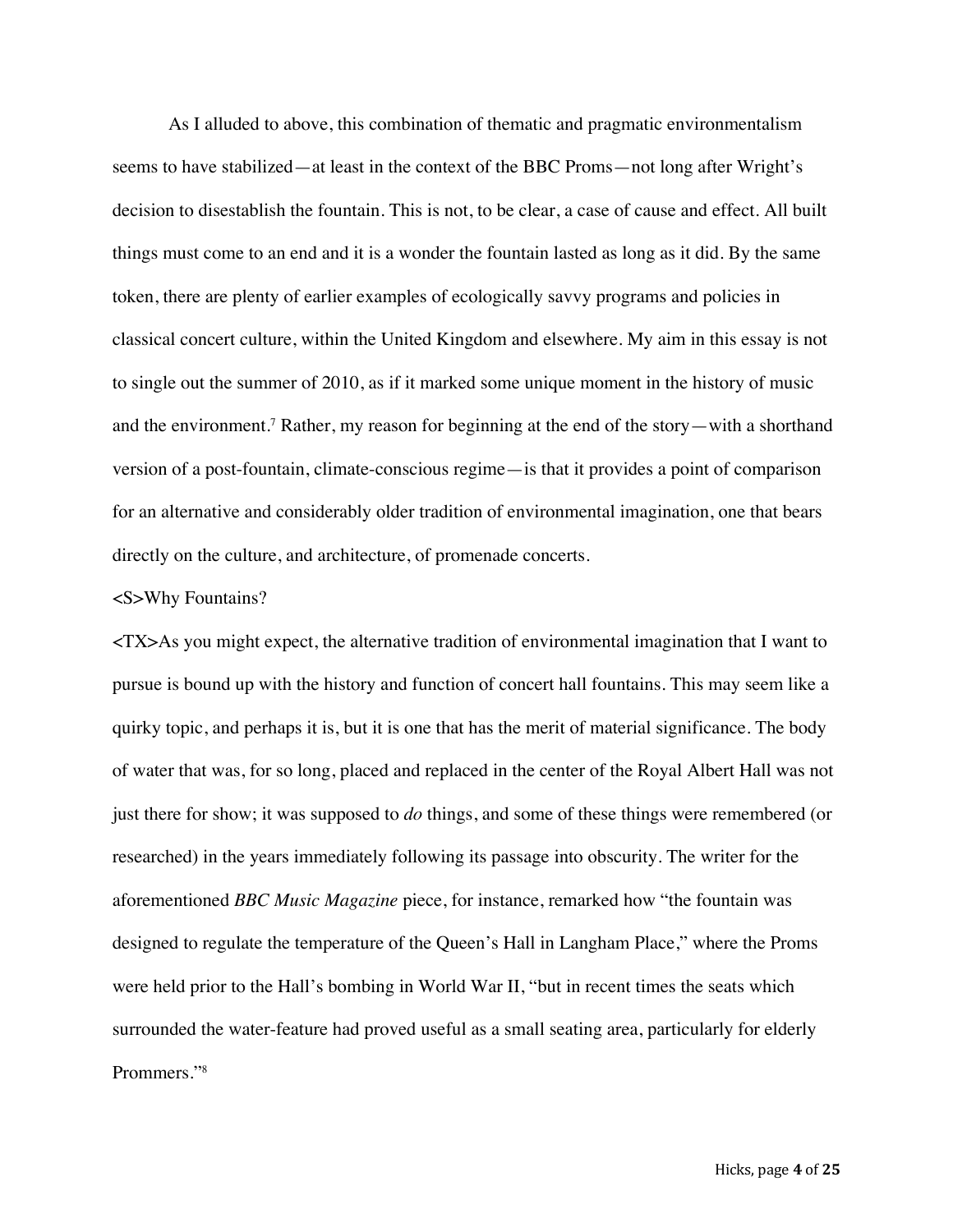As I alluded to above, this combination of thematic and pragmatic environmentalism seems to have stabilized—at least in the context of the BBC Proms—not long after Wright's decision to disestablish the fountain. This is not, to be clear, a case of cause and effect. All built things must come to an end and it is a wonder the fountain lasted as long as it did. By the same token, there are plenty of earlier examples of ecologically savvy programs and policies in classical concert culture, within the United Kingdom and elsewhere. My aim in this essay is not to single out the summer of 2010, as if it marked some unique moment in the history of music and the environment.[7] Rather, my reason for beginning at the end of the story—with a shorthand version of a post-fountain, climate-conscious regime—is that it provides a point of comparison for an alternative and considerably older tradition of environmental imagination, one that bears directly on the culture, and architecture, of promenade concerts.

<S>Why Fountains?

<TX>As you might expect, the alternative tradition of environmental imagination that I want to pursue is bound up with the history and function of concert hall fountains. This may seem like a quirky topic, and perhaps it is, but it is one that has the merit of material significance. The body of water that was, for so long, placed and replaced in the center of the Royal Albert Hall was not just there for show; it was supposed to *do* things, and some of these things were remembered (or researched) in the years immediately following its passage into obscurity. The writer for the aforementioned *BBC Music Magazine* piece, for instance, remarked how "the fountain was designed to regulate the temperature of the Queen's Hall in Langham Place," where the Proms were held prior to the Hall's bombing in World War II, "but in recent times the seats which surrounded the water-feature had proved useful as a small seating area, particularly for elderly Prommers."[8]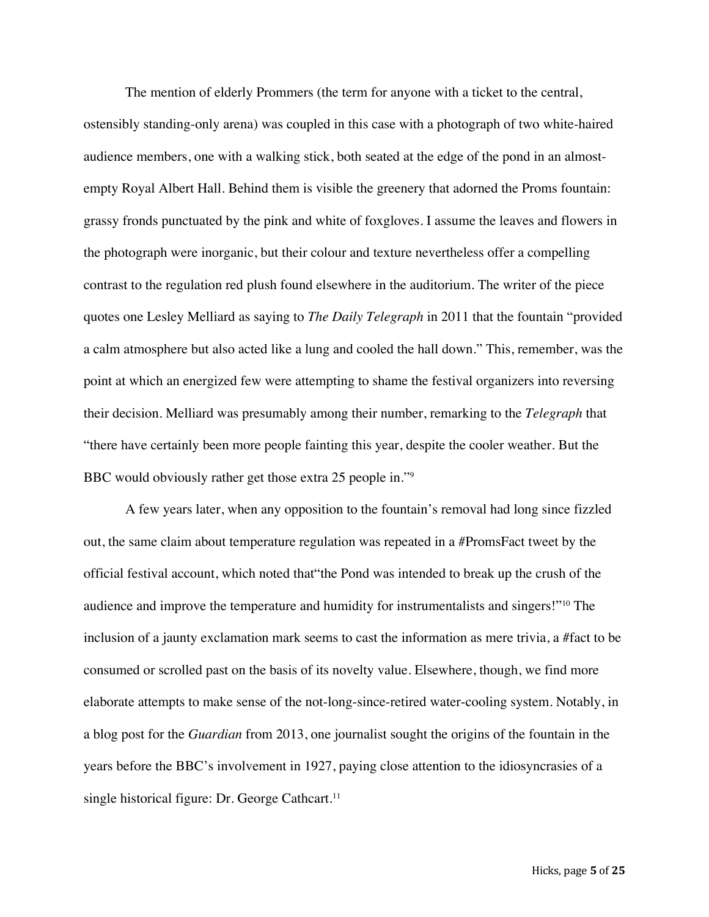The mention of elderly Prommers (the term for anyone with a ticket to the central, ostensibly standing-only arena) was coupled in this case with a photograph of two white-haired audience members, one with a walking stick, both seated at the edge of the pond in an almost-empty Royal Albert Hall. Behind them is visible the greenery that adorned the Proms fountain: grassy fronds punctuated by the pink and white of foxgloves. I assume the leaves and flowers in the photograph were inorganic, but their colour and texture nevertheless offer a compelling contrast to the regulation red plush found elsewhere in the auditorium. The writer of the piece quotes one Lesley Melliard as saying to *The Daily Telegraph* in 2011 that the fountain "provided a calm atmosphere but also acted like a lung and cooled the hall down." This, remember, was the point at which an energized few were attempting to shame the festival organizers into reversing their decision. Melliard was presumably among their number, remarking to the *Telegraph* that "there have certainly been more people fainting this year, despite the cooler weather. But the BBC would obviously rather get those extra 25 people in."[9]

A few years later, when any opposition to the fountain's removal had long since fizzled out, the same claim about temperature regulation was repeated in a #PromsFact tweet by the official festival account, which noted that"the Pond was intended to break up the crush of the audience and improve the temperature and humidity for instrumentalists and singers!"[10] The inclusion of a jaunty exclamation mark seems to cast the information as mere trivia, a #fact to be consumed or scrolled past on the basis of its novelty value. Elsewhere, though, we find more elaborate attempts to make sense of the not-long-since-retired water-cooling system. Notably, in a blog post for the *Guardian* from 2013, one journalist sought the origins of the fountain in the years before the BBC's involvement in 1927, paying close attention to the idiosyncrasies of a single historical figure: Dr. George Cathcart.[11]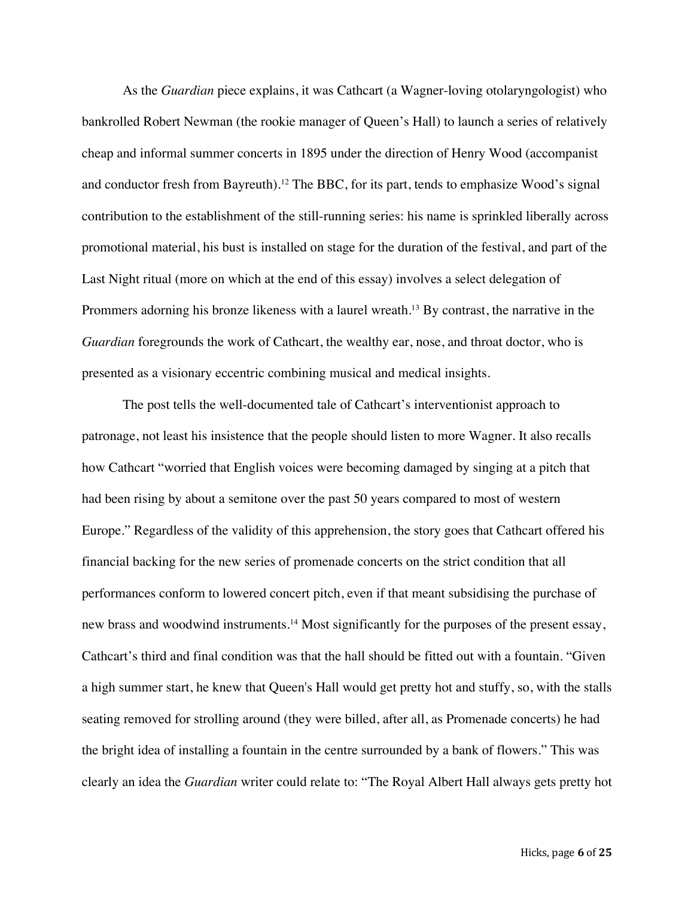As the *Guardian* piece explains, it was Cathcart (a Wagner-loving otolaryngologist) who bankrolled Robert Newman (the rookie manager of Queen's Hall) to launch a series of relatively cheap and informal summer concerts in 1895 under the direction of Henry Wood (accompanist and conductor fresh from Bayreuth).[12] The BBC, for its part, tends to emphasize Wood's signal contribution to the establishment of the still-running series: his name is sprinkled liberally across promotional material, his bust is installed on stage for the duration of the festival, and part of the Last Night ritual (more on which at the end of this essay) involves a select delegation of Prommers adorning his bronze likeness with a laurel wreath.[13] By contrast, the narrative in the *Guardian* foregrounds the work of Cathcart, the wealthy ear, nose, and throat doctor, who is presented as a visionary eccentric combining musical and medical insights.

The post tells the well-documented tale of Cathcart's interventionist approach to patronage, not least his insistence that the people should listen to more Wagner. It also recalls how Cathcart "worried that English voices were becoming damaged by singing at a pitch that had been rising by about a semitone over the past 50 years compared to most of western Europe." Regardless of the validity of this apprehension, the story goes that Cathcart offered his financial backing for the new series of promenade concerts on the strict condition that all performances conform to lowered concert pitch, even if that meant subsidising the purchase of new brass and woodwind instruments.[14] Most significantly for the purposes of the present essay, Cathcart's third and final condition was that the hall should be fitted out with a fountain. "Given a high summer start, he knew that Queen's Hall would get pretty hot and stuffy, so, with the stalls seating removed for strolling around (they were billed, after all, as Promenade concerts) he had the bright idea of installing a fountain in the centre surrounded by a bank of flowers." This was clearly an idea the *Guardian* writer could relate to: "The Royal Albert Hall always gets pretty hot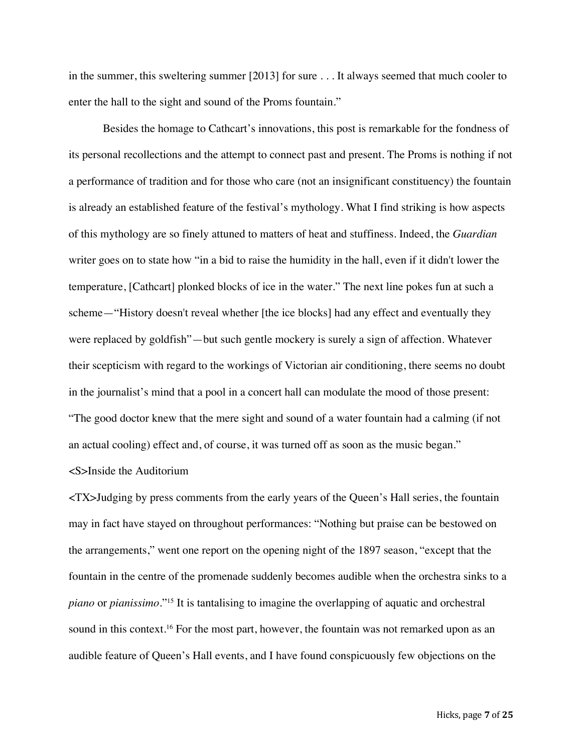in the summer, this sweltering summer [2013] for sure . . . It always seemed that much cooler to enter the hall to the sight and sound of the Proms fountain."

Besides the homage to Cathcart's innovations, this post is remarkable for the fondness of its personal recollections and the attempt to connect past and present. The Proms is nothing if not a performance of tradition and for those who care (not an insignificant constituency) the fountain is already an established feature of the festival's mythology. What I find striking is how aspects of this mythology are so finely attuned to matters of heat and stuffiness. Indeed, the *Guardian* writer goes on to state how "in a bid to raise the humidity in the hall, even if it didn't lower the temperature, [Cathcart] plonked blocks of ice in the water." The next line pokes fun at such a scheme—"History doesn't reveal whether [the ice blocks] had any effect and eventually they were replaced by goldfish"—but such gentle mockery is surely a sign of affection. Whatever their scepticism with regard to the workings of Victorian air conditioning, there seems no doubt in the journalist's mind that a pool in a concert hall can modulate the mood of those present: "The good doctor knew that the mere sight and sound of a water fountain had a calming (if not an actual cooling) effect and, of course, it was turned off as soon as the music began."

<S>Inside the Auditorium

<TX>Judging by press comments from the early years of the Queen's Hall series, the fountain may in fact have stayed on throughout performances: "Nothing but praise can be bestowed on the arrangements," went one report on the opening night of the 1897 season, "except that the fountain in the centre of the promenade suddenly becomes audible when the orchestra sinks to a *piano* or *pianissimo*."[15] It is tantalising to imagine the overlapping of aquatic and orchestral sound in this context.[16] For the most part, however, the fountain was not remarked upon as an audible feature of Queen's Hall events, and I have found conspicuously few objections on the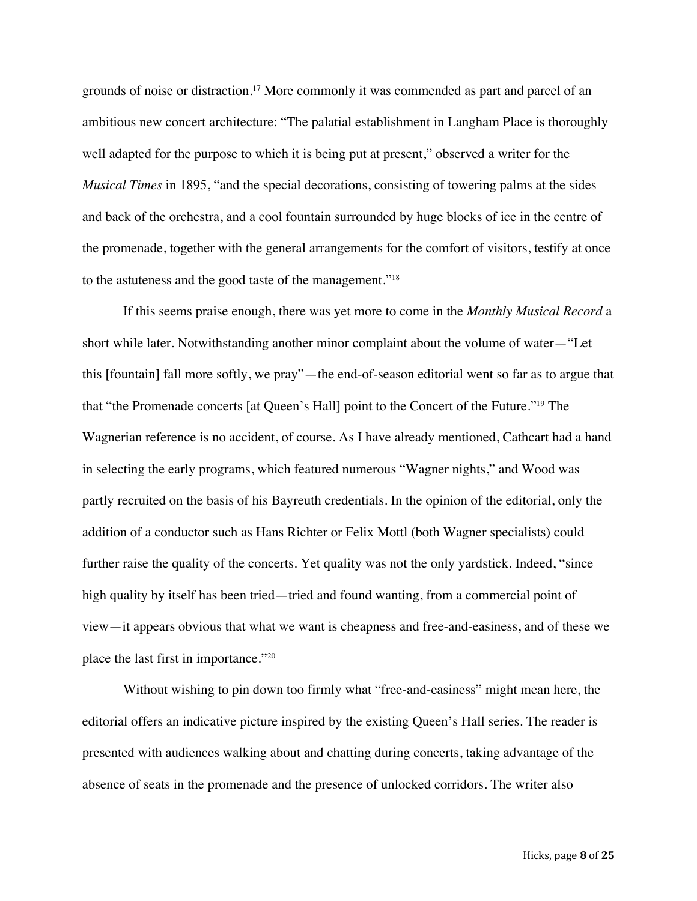grounds of noise or distraction.[17] More commonly it was commended as part and parcel of an ambitious new concert architecture: "The palatial establishment in Langham Place is thoroughly well adapted for the purpose to which it is being put at present," observed a writer for the *Musical Times* in 1895, "and the special decorations, consisting of towering palms at the sides and back of the orchestra, and a cool fountain surrounded by huge blocks of ice in the centre of the promenade, together with the general arrangements for the comfort of visitors, testify at once to the astuteness and the good taste of the management."[18]

If this seems praise enough, there was yet more to come in the *Monthly Musical Record* a short while later. Notwithstanding another minor complaint about the volume of water—"Let this [fountain] fall more softly, we pray"—the end-of-season editorial went so far as to argue that that "the Promenade concerts [at Queen's Hall] point to the Concert of the Future."[19] The Wagnerian reference is no accident, of course. As I have already mentioned, Cathcart had a hand in selecting the early programs, which featured numerous "Wagner nights," and Wood was partly recruited on the basis of his Bayreuth credentials. In the opinion of the editorial, only the addition of a conductor such as Hans Richter or Felix Mottl (both Wagner specialists) could further raise the quality of the concerts. Yet quality was not the only yardstick. Indeed, "since high quality by itself has been tried—tried and found wanting, from a commercial point of view—it appears obvious that what we want is cheapness and free-and-easiness, and of these we place the last first in importance."[20]

Without wishing to pin down too firmly what "free-and-easiness" might mean here, the editorial offers an indicative picture inspired by the existing Queen's Hall series. The reader is presented with audiences walking about and chatting during concerts, taking advantage of the absence of seats in the promenade and the presence of unlocked corridors. The writer also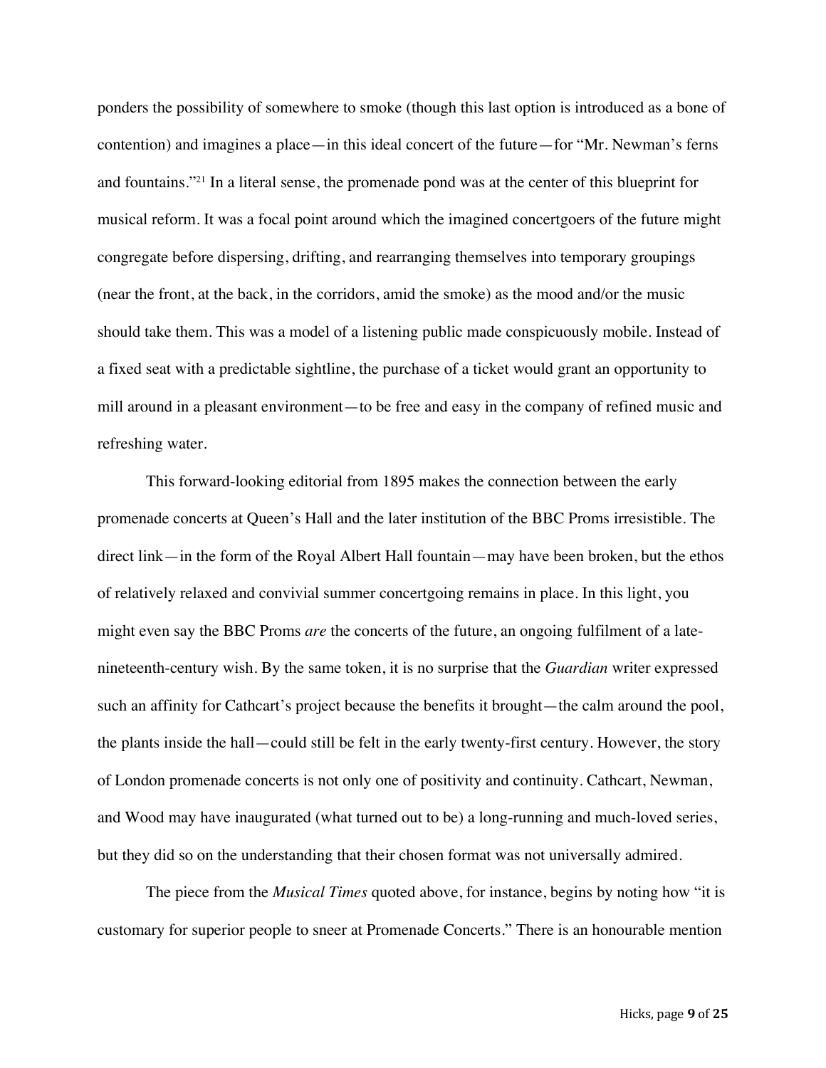ponders the possibility of somewhere to smoke (though this last option is introduced as a bone of contention) and imagines a place—in this ideal concert of the future—for "Mr. Newman's ferns and fountains."[21] In a literal sense, the promenade pond was at the center of this blueprint for musical reform. It was a focal point around which the imagined concertgoers of the future might congregate before dispersing, drifting, and rearranging themselves into temporary groupings (near the front, at the back, in the corridors, amid the smoke) as the mood and/or the music should take them. This was a model of a listening public made conspicuously mobile. Instead of a fixed seat with a predictable sightline, the purchase of a ticket would grant an opportunity to mill around in a pleasant environment—to be free and easy in the company of refined music and refreshing water.

This forward-looking editorial from 1895 makes the connection between the early promenade concerts at Queen's Hall and the later institution of the BBC Proms irresistible. The direct link—in the form of the Royal Albert Hall fountain—may have been broken, but the ethos of relatively relaxed and convivial summer concertgoing remains in place. In this light, you might even say the BBC Proms *are* the concerts of the future, an ongoing fulfilment of a late-nineteenth-century wish. By the same token, it is no surprise that the *Guardian* writer expressed such an affinity for Cathcart's project because the benefits it brought—the calm around the pool, the plants inside the hall—could still be felt in the early twenty-first century. However, the story of London promenade concerts is not only one of positivity and continuity. Cathcart, Newman, and Wood may have inaugurated (what turned out to be) a long-running and much-loved series, but they did so on the understanding that their chosen format was not universally admired.

The piece from the *Musical Times* quoted above, for instance, begins by noting how "it is customary for superior people to sneer at Promenade Concerts." There is an honourable mention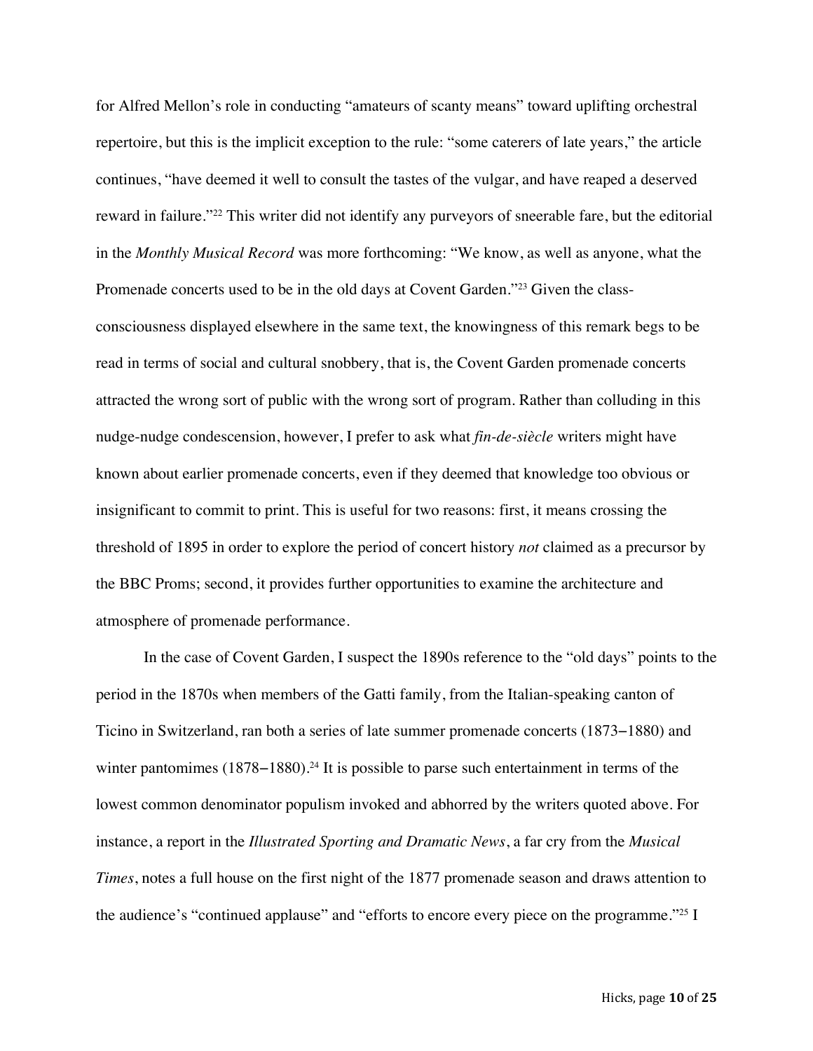for Alfred Mellon's role in conducting "amateurs of scanty means" toward uplifting orchestral repertoire, but this is the implicit exception to the rule: "some caterers of late years," the article continues, "have deemed it well to consult the tastes of the vulgar, and have reaped a deserved reward in failure."[22] This writer did not identify any purveyors of sneerable fare, but the editorial in the *Monthly Musical Record* was more forthcoming: "We know, as well as anyone, what the Promenade concerts used to be in the old days at Covent Garden."[23] Given the class-consciousness displayed elsewhere in the same text, the knowingness of this remark begs to be read in terms of social and cultural snobbery, that is, the Covent Garden promenade concerts attracted the wrong sort of public with the wrong sort of program. Rather than colluding in this nudge-nudge condescension, however, I prefer to ask what *fin-de-siècle* writers might have known about earlier promenade concerts, even if they deemed that knowledge too obvious or insignificant to commit to print. This is useful for two reasons: first, it means crossing the threshold of 1895 in order to explore the period of concert history *not* claimed as a precursor by the BBC Proms; second, it provides further opportunities to examine the architecture and atmosphere of promenade performance.

In the case of Covent Garden, I suspect the 1890s reference to the "old days" points to the period in the 1870s when members of the Gatti family, from the Italian-speaking canton of Ticino in Switzerland, ran both a series of late summer promenade concerts (1873–1880) and winter pantomimes (1878–1880).[24] It is possible to parse such entertainment in terms of the lowest common denominator populism invoked and abhorred by the writers quoted above. For instance, a report in the *Illustrated Sporting and Dramatic News*, a far cry from the *Musical Times*, notes a full house on the first night of the 1877 promenade season and draws attention to the audience's "continued applause" and "efforts to encore every piece on the programme."[25] I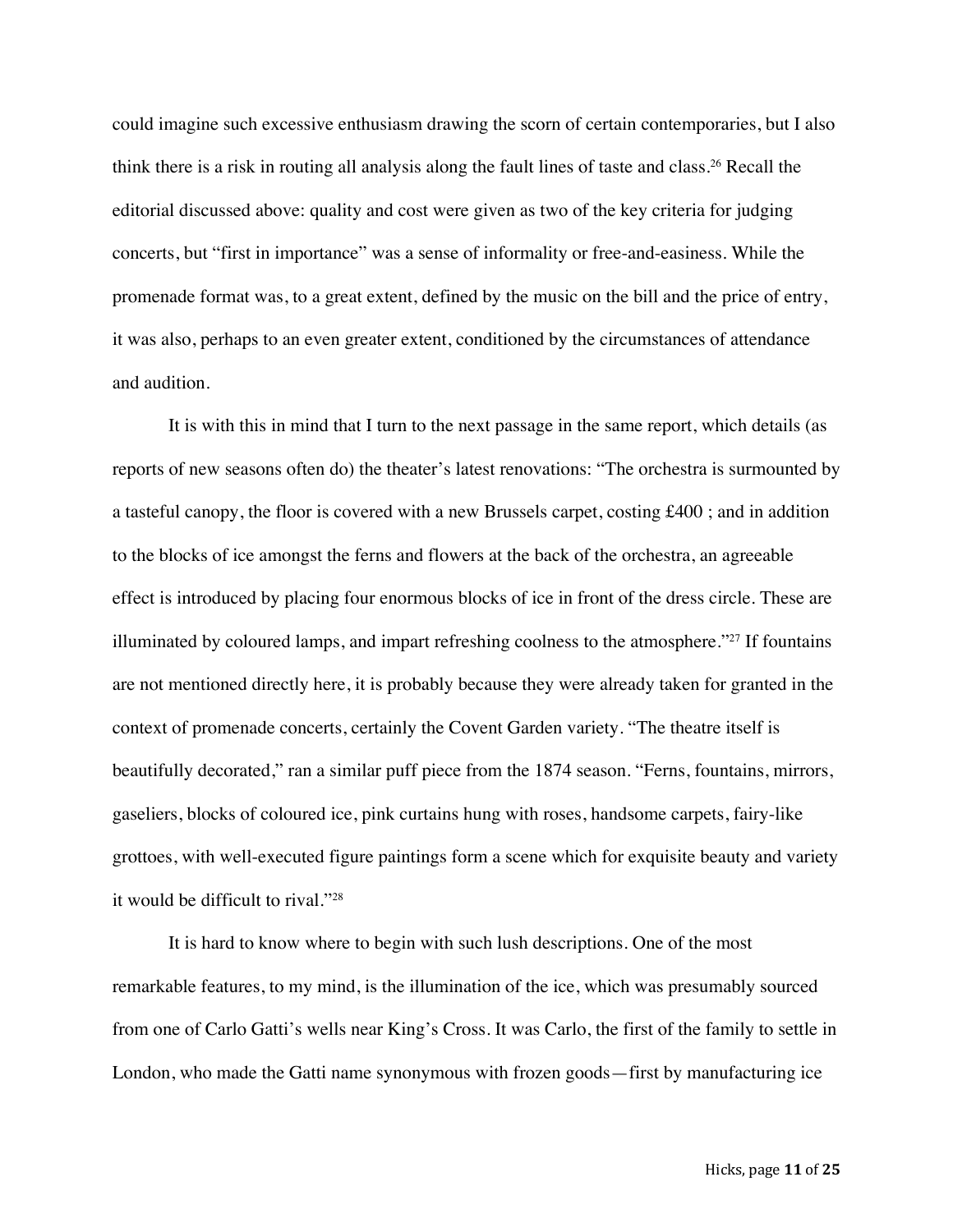could imagine such excessive enthusiasm drawing the scorn of certain contemporaries, but I also think there is a risk in routing all analysis along the fault lines of taste and class.[26] Recall the editorial discussed above: quality and cost were given as two of the key criteria for judging concerts, but "first in importance" was a sense of informality or free-and-easiness. While the promenade format was, to a great extent, defined by the music on the bill and the price of entry, it was also, perhaps to an even greater extent, conditioned by the circumstances of attendance and audition.

It is with this in mind that I turn to the next passage in the same report, which details (as reports of new seasons often do) the theater's latest renovations: "The orchestra is surmounted by a tasteful canopy, the floor is covered with a new Brussels carpet, costing £400 ; and in addition to the blocks of ice amongst the ferns and flowers at the back of the orchestra, an agreeable effect is introduced by placing four enormous blocks of ice in front of the dress circle. These are illuminated by coloured lamps, and impart refreshing coolness to the atmosphere."[27] If fountains are not mentioned directly here, it is probably because they were already taken for granted in the context of promenade concerts, certainly the Covent Garden variety. "The theatre itself is beautifully decorated," ran a similar puff piece from the 1874 season. "Ferns, fountains, mirrors, gaseliers, blocks of coloured ice, pink curtains hung with roses, handsome carpets, fairy-like grottoes, with well-executed figure paintings form a scene which for exquisite beauty and variety it would be difficult to rival."[28]

It is hard to know where to begin with such lush descriptions. One of the most remarkable features, to my mind, is the illumination of the ice, which was presumably sourced from one of Carlo Gatti's wells near King's Cross. It was Carlo, the first of the family to settle in London, who made the Gatti name synonymous with frozen goods—first by manufacturing ice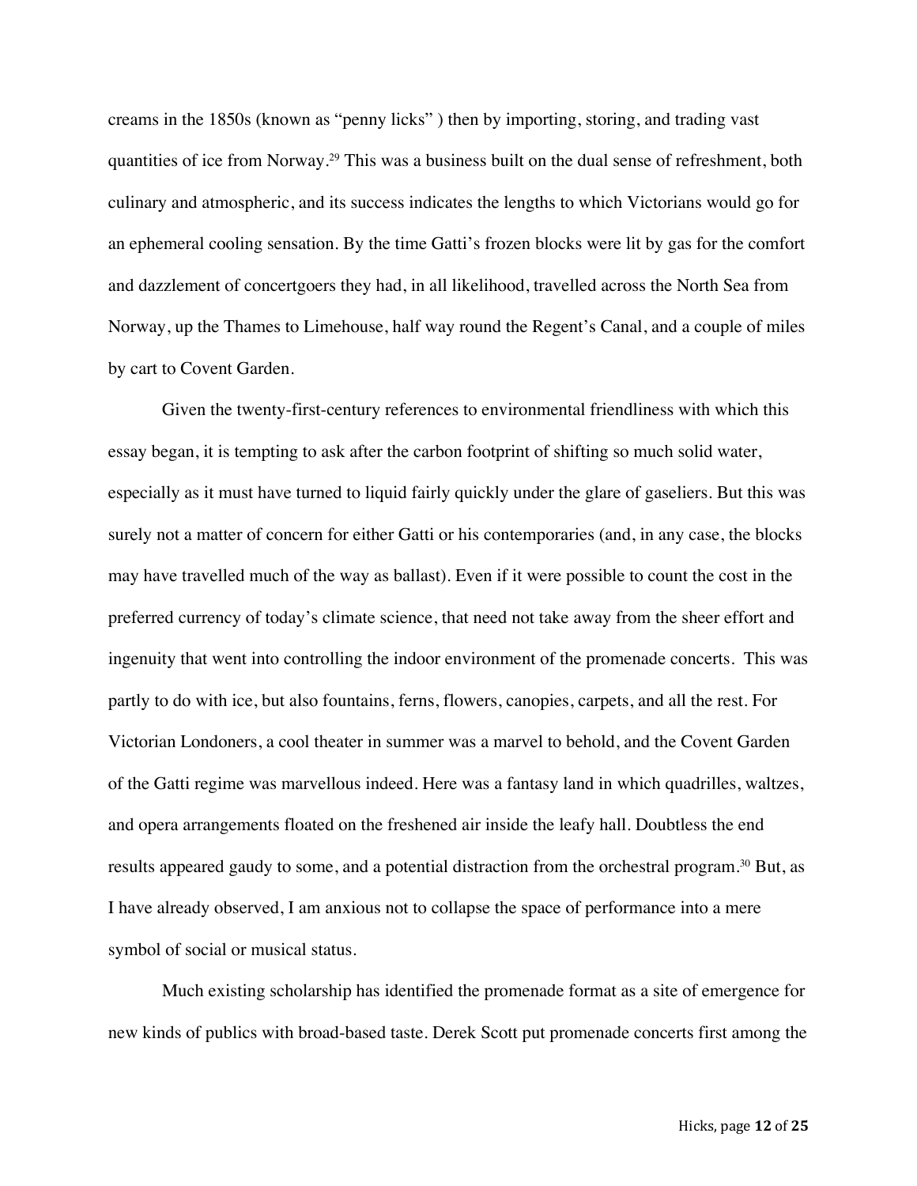creams in the 1850s (known as "penny licks" ) then by importing, storing, and trading vast quantities of ice from Norway.[29] This was a business built on the dual sense of refreshment, both culinary and atmospheric, and its success indicates the lengths to which Victorians would go for an ephemeral cooling sensation. By the time Gatti's frozen blocks were lit by gas for the comfort and dazzlement of concertgoers they had, in all likelihood, travelled across the North Sea from Norway, up the Thames to Limehouse, half way round the Regent's Canal, and a couple of miles by cart to Covent Garden.

Given the twenty-first-century references to environmental friendliness with which this essay began, it is tempting to ask after the carbon footprint of shifting so much solid water, especially as it must have turned to liquid fairly quickly under the glare of gaseliers. But this was surely not a matter of concern for either Gatti or his contemporaries (and, in any case, the blocks may have travelled much of the way as ballast). Even if it were possible to count the cost in the preferred currency of today's climate science, that need not take away from the sheer effort and ingenuity that went into controlling the indoor environment of the promenade concerts. This was partly to do with ice, but also fountains, ferns, flowers, canopies, carpets, and all the rest. For Victorian Londoners, a cool theater in summer was a marvel to behold, and the Covent Garden of the Gatti regime was marvellous indeed. Here was a fantasy land in which quadrilles, waltzes, and opera arrangements floated on the freshened air inside the leafy hall. Doubtless the end results appeared gaudy to some, and a potential distraction from the orchestral program.[30] But, as I have already observed, I am anxious not to collapse the space of performance into a mere symbol of social or musical status.

Much existing scholarship has identified the promenade format as a site of emergence for new kinds of publics with broad-based taste. Derek Scott put promenade concerts first among the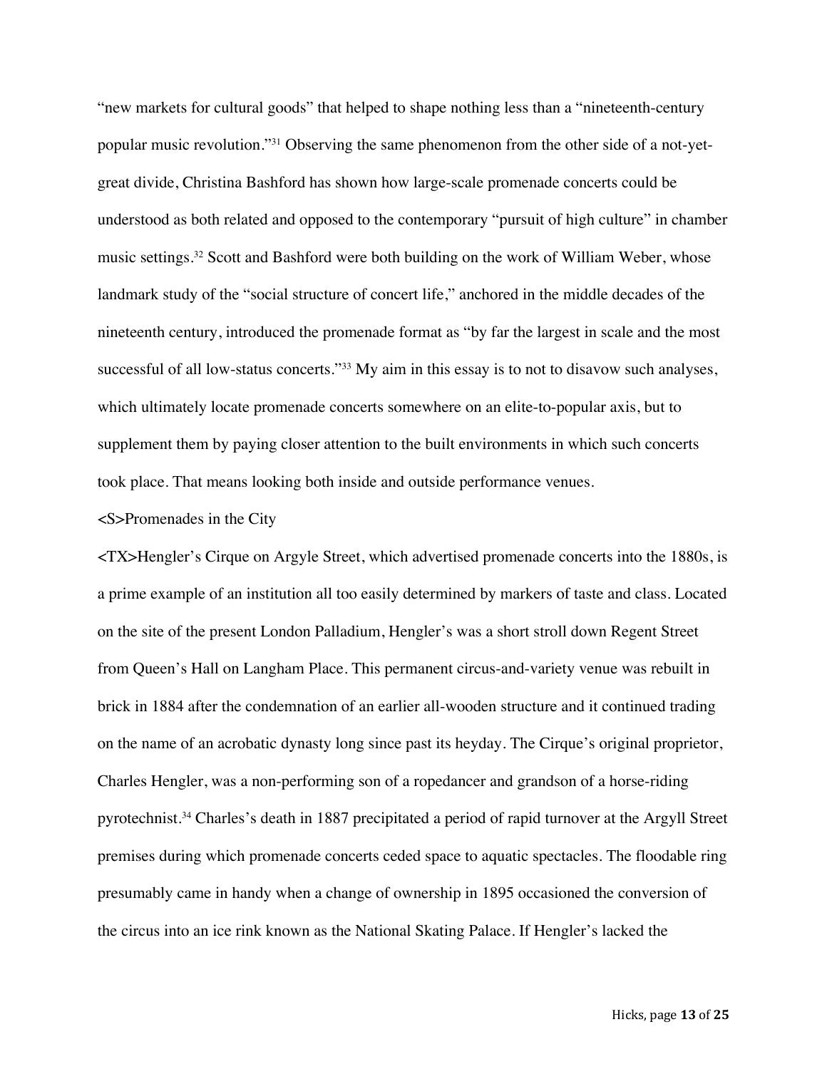"new markets for cultural goods" that helped to shape nothing less than a "nineteenth-century popular music revolution."[31] Observing the same phenomenon from the other side of a not-yet-great divide, Christina Bashford has shown how large-scale promenade concerts could be understood as both related and opposed to the contemporary "pursuit of high culture" in chamber music settings.[32] Scott and Bashford were both building on the work of William Weber, whose landmark study of the "social structure of concert life," anchored in the middle decades of the nineteenth century, introduced the promenade format as "by far the largest in scale and the most successful of all low-status concerts."[33] My aim in this essay is to not to disavow such analyses, which ultimately locate promenade concerts somewhere on an elite-to-popular axis, but to supplement them by paying closer attention to the built environments in which such concerts took place. That means looking both inside and outside performance venues.

<S>Promenades in the City

<TX>Hengler's Cirque on Argyle Street, which advertised promenade concerts into the 1880s, is a prime example of an institution all too easily determined by markers of taste and class. Located on the site of the present London Palladium, Hengler's was a short stroll down Regent Street from Queen's Hall on Langham Place. This permanent circus-and-variety venue was rebuilt in brick in 1884 after the condemnation of an earlier all-wooden structure and it continued trading on the name of an acrobatic dynasty long since past its heyday. The Cirque's original proprietor, Charles Hengler, was a non-performing son of a ropedancer and grandson of a horse-riding pyrotechnist.[34] Charles's death in 1887 precipitated a period of rapid turnover at the Argyll Street premises during which promenade concerts ceded space to aquatic spectacles. The floodable ring presumably came in handy when a change of ownership in 1895 occasioned the conversion of the circus into an ice rink known as the National Skating Palace. If Hengler's lacked the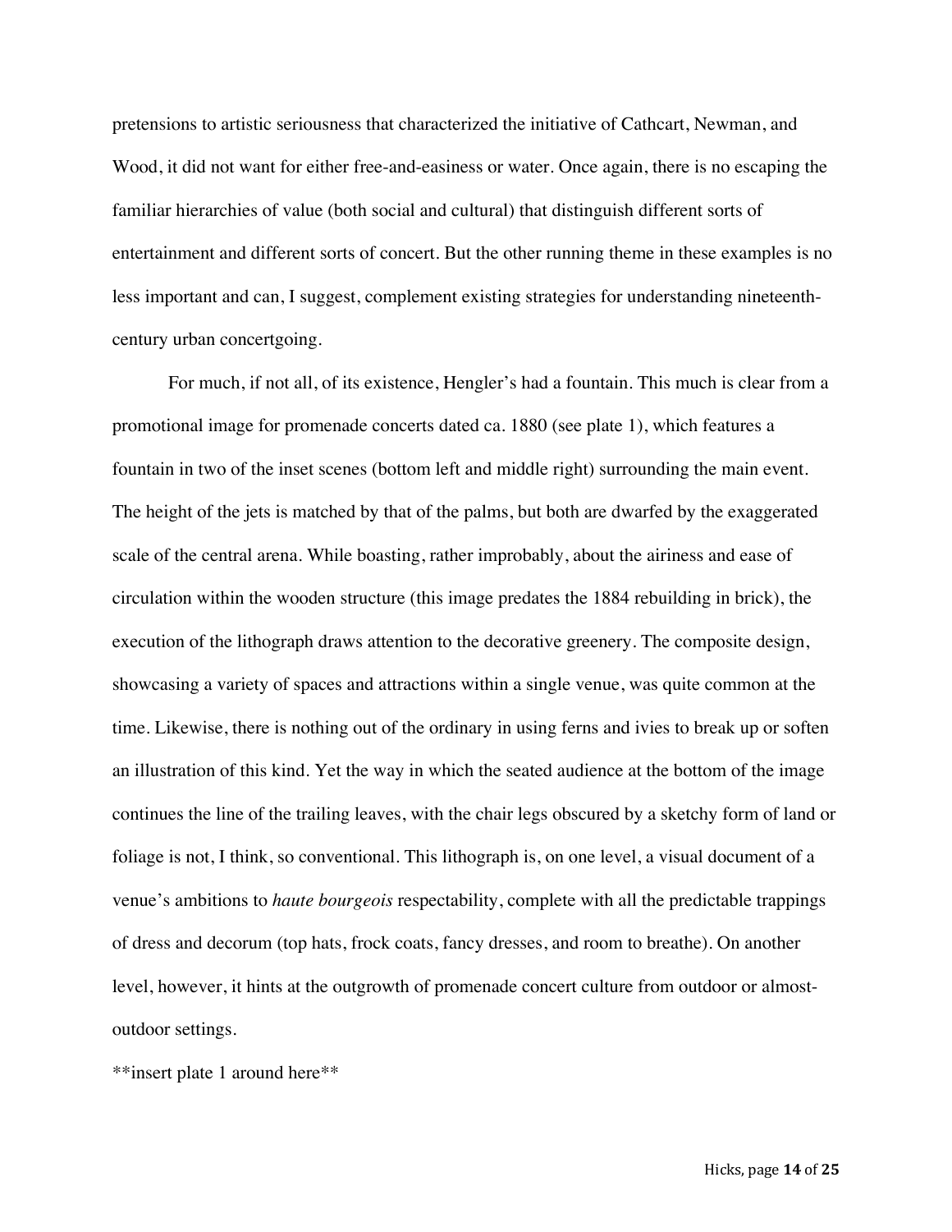pretensions to artistic seriousness that characterized the initiative of Cathcart, Newman, and Wood, it did not want for either free-and-easiness or water. Once again, there is no escaping the familiar hierarchies of value (both social and cultural) that distinguish different sorts of entertainment and different sorts of concert. But the other running theme in these examples is no less important and can, I suggest, complement existing strategies for understanding nineteenth-century urban concertgoing.

For much, if not all, of its existence, Hengler's had a fountain. This much is clear from a promotional image for promenade concerts dated ca. 1880 (see plate 1), which features a fountain in two of the inset scenes (bottom left and middle right) surrounding the main event. The height of the jets is matched by that of the palms, but both are dwarfed by the exaggerated scale of the central arena. While boasting, rather improbably, about the airiness and ease of circulation within the wooden structure (this image predates the 1884 rebuilding in brick), the execution of the lithograph draws attention to the decorative greenery. The composite design, showcasing a variety of spaces and attractions within a single venue, was quite common at the time. Likewise, there is nothing out of the ordinary in using ferns and ivies to break up or soften an illustration of this kind. Yet the way in which the seated audience at the bottom of the image continues the line of the trailing leaves, with the chair legs obscured by a sketchy form of land or foliage is not, I think, so conventional. This lithograph is, on one level, a visual document of a venue's ambitions to *haute bourgeois* respectability, complete with all the predictable trappings of dress and decorum (top hats, frock coats, fancy dresses, and room to breathe). On another level, however, it hints at the outgrowth of promenade concert culture from outdoor or almost-outdoor settings.

**insert plate 1 around here**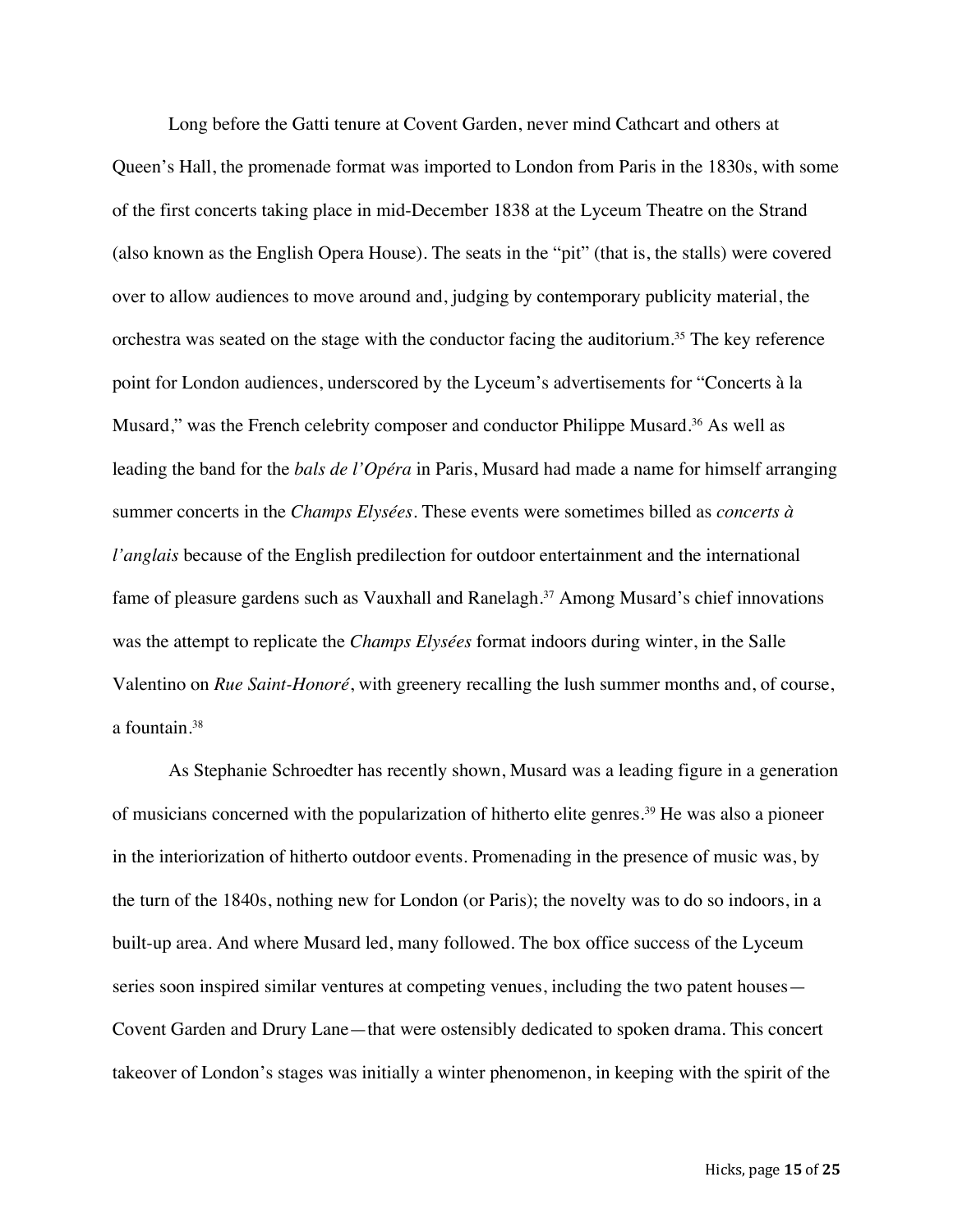Long before the Gatti tenure at Covent Garden, never mind Cathcart and others at Queen's Hall, the promenade format was imported to London from Paris in the 1830s, with some of the first concerts taking place in mid-December 1838 at the Lyceum Theatre on the Strand (also known as the English Opera House). The seats in the "pit" (that is, the stalls) were covered over to allow audiences to move around and, judging by contemporary publicity material, the orchestra was seated on the stage with the conductor facing the auditorium.[35] The key reference point for London audiences, underscored by the Lyceum's advertisements for "Concerts à la Musard," was the French celebrity composer and conductor Philippe Musard.[36] As well as leading the band for the *bals de l'Opéra* in Paris, Musard had made a name for himself arranging summer concerts in the *Champs Elysées*. These events were sometimes billed as *concerts à l'anglais* because of the English predilection for outdoor entertainment and the international fame of pleasure gardens such as Vauxhall and Ranelagh.[37] Among Musard's chief innovations was the attempt to replicate the *Champs Elysées* format indoors during winter, in the Salle Valentino on *Rue Saint-Honoré*, with greenery recalling the lush summer months and, of course, a fountain.[38]

As Stephanie Schroedter has recently shown, Musard was a leading figure in a generation of musicians concerned with the popularization of hitherto elite genres.[39] He was also a pioneer in the interiorization of hitherto outdoor events. Promenading in the presence of music was, by the turn of the 1840s, nothing new for London (or Paris); the novelty was to do so indoors, in a built-up area. And where Musard led, many followed. The box office success of the Lyceum series soon inspired similar ventures at competing venues, including the two patent houses—Covent Garden and Drury Lane—that were ostensibly dedicated to spoken drama. This concert takeover of London's stages was initially a winter phenomenon, in keeping with the spirit of the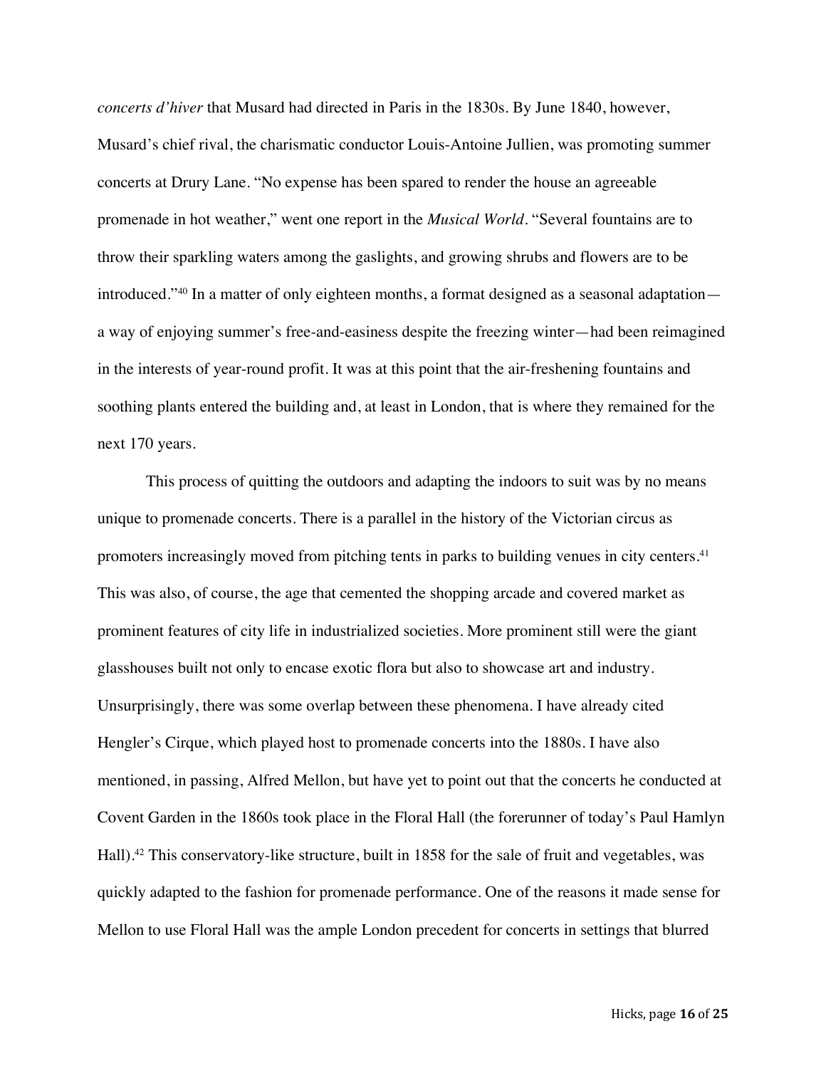*concerts d'hiver* that Musard had directed in Paris in the 1830s. By June 1840, however, Musard's chief rival, the charismatic conductor Louis-Antoine Jullien, was promoting summer concerts at Drury Lane. "No expense has been spared to render the house an agreeable promenade in hot weather," went one report in the *Musical World*. "Several fountains are to throw their sparkling waters among the gaslights, and growing shrubs and flowers are to be introduced."[40] In a matter of only eighteen months, a format designed as a seasonal adaptation—a way of enjoying summer's free-and-easiness despite the freezing winter—had been reimagined in the interests of year-round profit. It was at this point that the air-freshening fountains and soothing plants entered the building and, at least in London, that is where they remained for the next 170 years.

This process of quitting the outdoors and adapting the indoors to suit was by no means unique to promenade concerts. There is a parallel in the history of the Victorian circus as promoters increasingly moved from pitching tents in parks to building venues in city centers.[41] This was also, of course, the age that cemented the shopping arcade and covered market as prominent features of city life in industrialized societies. More prominent still were the giant glasshouses built not only to encase exotic flora but also to showcase art and industry. Unsurprisingly, there was some overlap between these phenomena. I have already cited Hengler's Cirque, which played host to promenade concerts into the 1880s. I have also mentioned, in passing, Alfred Mellon, but have yet to point out that the concerts he conducted at Covent Garden in the 1860s took place in the Floral Hall (the forerunner of today's Paul Hamlyn Hall).[42] This conservatory-like structure, built in 1858 for the sale of fruit and vegetables, was quickly adapted to the fashion for promenade performance. One of the reasons it made sense for Mellon to use Floral Hall was the ample London precedent for concerts in settings that blurred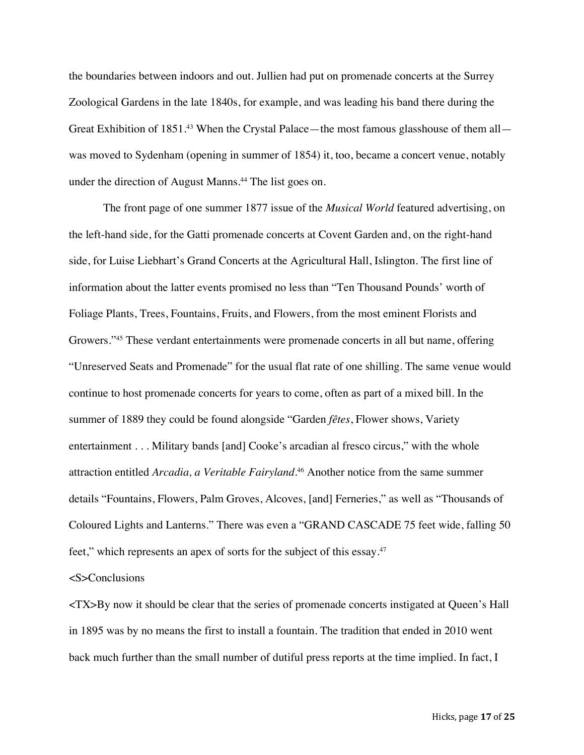the boundaries between indoors and out. Jullien had put on promenade concerts at the Surrey Zoological Gardens in the late 1840s, for example, and was leading his band there during the Great Exhibition of 1851.[43] When the Crystal Palace—the most famous glasshouse of them all—was moved to Sydenham (opening in summer of 1854) it, too, became a concert venue, notably under the direction of August Manns.[44] The list goes on.

The front page of one summer 1877 issue of the *Musical World* featured advertising, on the left-hand side, for the Gatti promenade concerts at Covent Garden and, on the right-hand side, for Luise Liebhart's Grand Concerts at the Agricultural Hall, Islington. The first line of information about the latter events promised no less than "Ten Thousand Pounds' worth of Foliage Plants, Trees, Fountains, Fruits, and Flowers, from the most eminent Florists and Growers."[45] These verdant entertainments were promenade concerts in all but name, offering "Unreserved Seats and Promenade" for the usual flat rate of one shilling. The same venue would continue to host promenade concerts for years to come, often as part of a mixed bill. In the summer of 1889 they could be found alongside "Garden *fêtes*, Flower shows, Variety entertainment . . . Military bands [and] Cooke's arcadian al fresco circus," with the whole attraction entitled *Arcadia, a Veritable Fairyland*.[46] Another notice from the same summer details "Fountains, Flowers, Palm Groves, Alcoves, [and] Ferneries," as well as "Thousands of Coloured Lights and Lanterns." There was even a "GRAND CASCADE 75 feet wide, falling 50 feet," which represents an apex of sorts for the subject of this essay.[47]

<S>Conclusions

<TX>By now it should be clear that the series of promenade concerts instigated at Queen's Hall in 1895 was by no means the first to install a fountain. The tradition that ended in 2010 went back much further than the small number of dutiful press reports at the time implied. In fact, I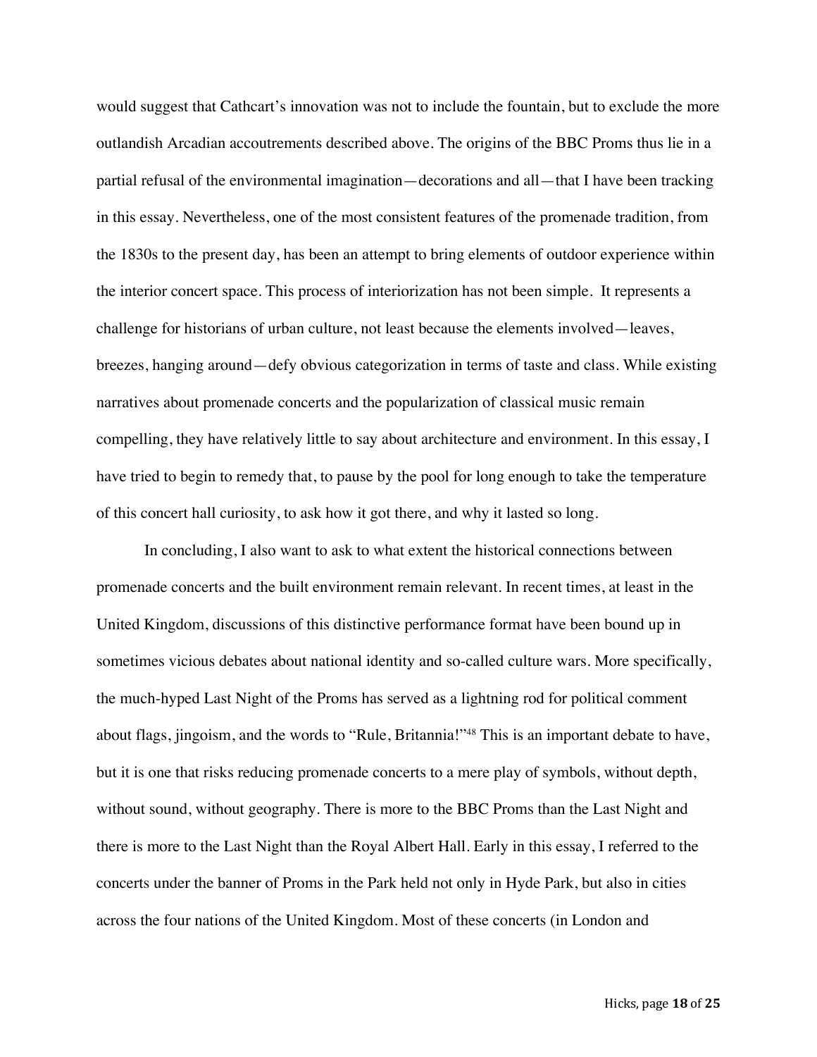would suggest that Cathcart's innovation was not to include the fountain, but to exclude the more outlandish Arcadian accoutrements described above. The origins of the BBC Proms thus lie in a partial refusal of the environmental imagination—decorations and all—that I have been tracking in this essay. Nevertheless, one of the most consistent features of the promenade tradition, from the 1830s to the present day, has been an attempt to bring elements of outdoor experience within the interior concert space. This process of interiorization has not been simple. It represents a challenge for historians of urban culture, not least because the elements involved—leaves, breezes, hanging around—defy obvious categorization in terms of taste and class. While existing narratives about promenade concerts and the popularization of classical music remain compelling, they have relatively little to say about architecture and environment. In this essay, I have tried to begin to remedy that, to pause by the pool for long enough to take the temperature of this concert hall curiosity, to ask how it got there, and why it lasted so long.

In concluding, I also want to ask to what extent the historical connections between promenade concerts and the built environment remain relevant. In recent times, at least in the United Kingdom, discussions of this distinctive performance format have been bound up in sometimes vicious debates about national identity and so-called culture wars. More specifically, the much-hyped Last Night of the Proms has served as a lightning rod for political comment about flags, jingoism, and the words to "Rule, Britannia!"[48] This is an important debate to have, but it is one that risks reducing promenade concerts to a mere play of symbols, without depth, without sound, without geography. There is more to the BBC Proms than the Last Night and there is more to the Last Night than the Royal Albert Hall. Early in this essay, I referred to the concerts under the banner of Proms in the Park held not only in Hyde Park, but also in cities across the four nations of the United Kingdom. Most of these concerts (in London and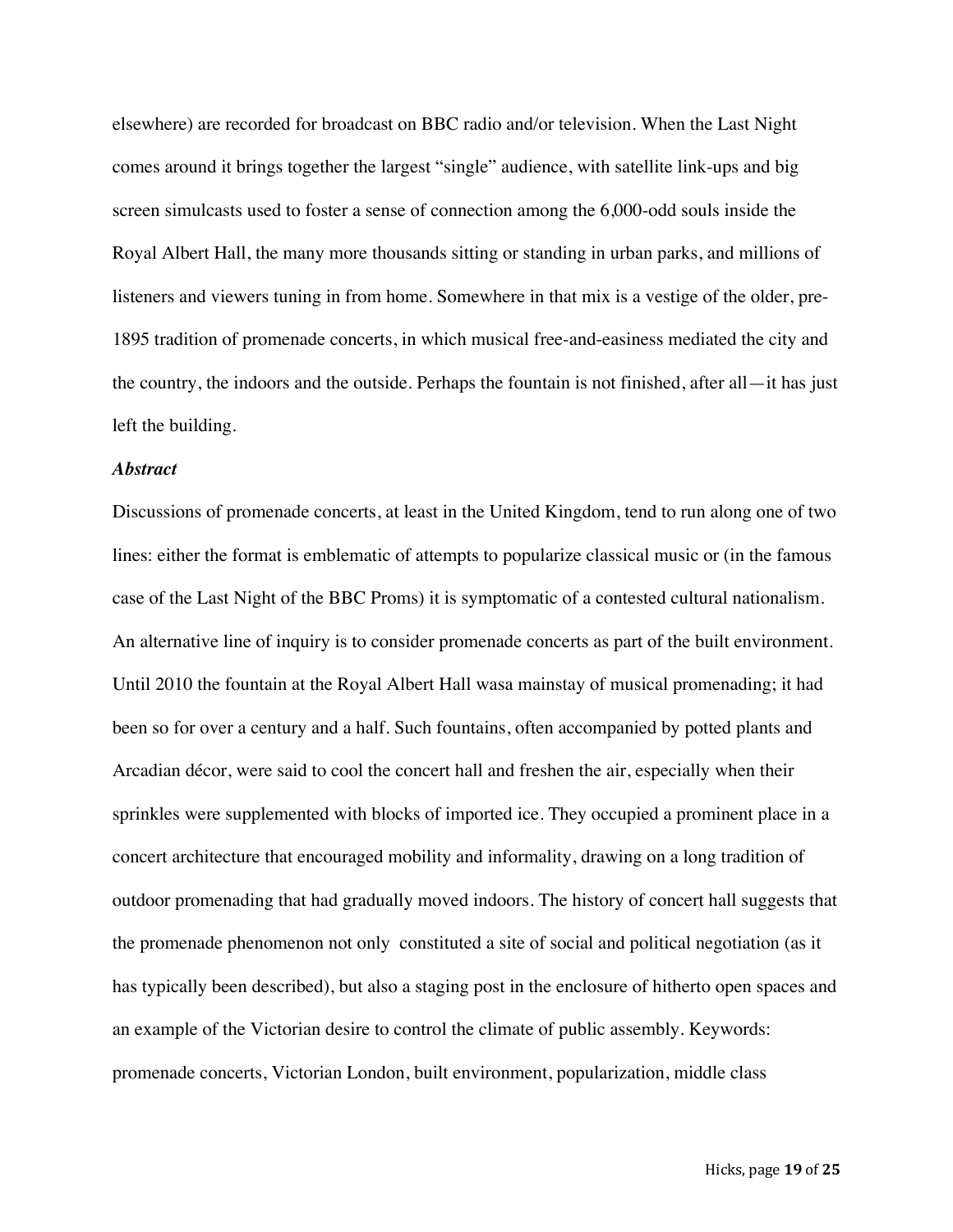elsewhere) are recorded for broadcast on BBC radio and/or television. When the Last Night comes around it brings together the largest "single" audience, with satellite link-ups and big screen simulcasts used to foster a sense of connection among the 6,000-odd souls inside the Royal Albert Hall, the many more thousands sitting or standing in urban parks, and millions of listeners and viewers tuning in from home. Somewhere in that mix is a vestige of the older, pre-1895 tradition of promenade concerts, in which musical free-and-easiness mediated the city and the country, the indoors and the outside. Perhaps the fountain is not finished, after all—it has just left the building.

***Abstract***

Discussions of promenade concerts, at least in the United Kingdom, tend to run along one of two lines: either the format is emblematic of attempts to popularize classical music or (in the famous case of the Last Night of the BBC Proms) it is symptomatic of a contested cultural nationalism. An alternative line of inquiry is to consider promenade concerts as part of the built environment. Until 2010 the fountain at the Royal Albert Hall wasa mainstay of musical promenading; it had been so for over a century and a half. Such fountains, often accompanied by potted plants and Arcadian décor, were said to cool the concert hall and freshen the air, especially when their sprinkles were supplemented with blocks of imported ice. They occupied a prominent place in a concert architecture that encouraged mobility and informality, drawing on a long tradition of outdoor promenading that had gradually moved indoors. The history of concert hall suggests that the promenade phenomenon not only constituted a site of social and political negotiation (as it has typically been described), but also a staging post in the enclosure of hitherto open spaces and an example of the Victorian desire to control the climate of public assembly. Keywords: promenade concerts, Victorian London, built environment, popularization, middle class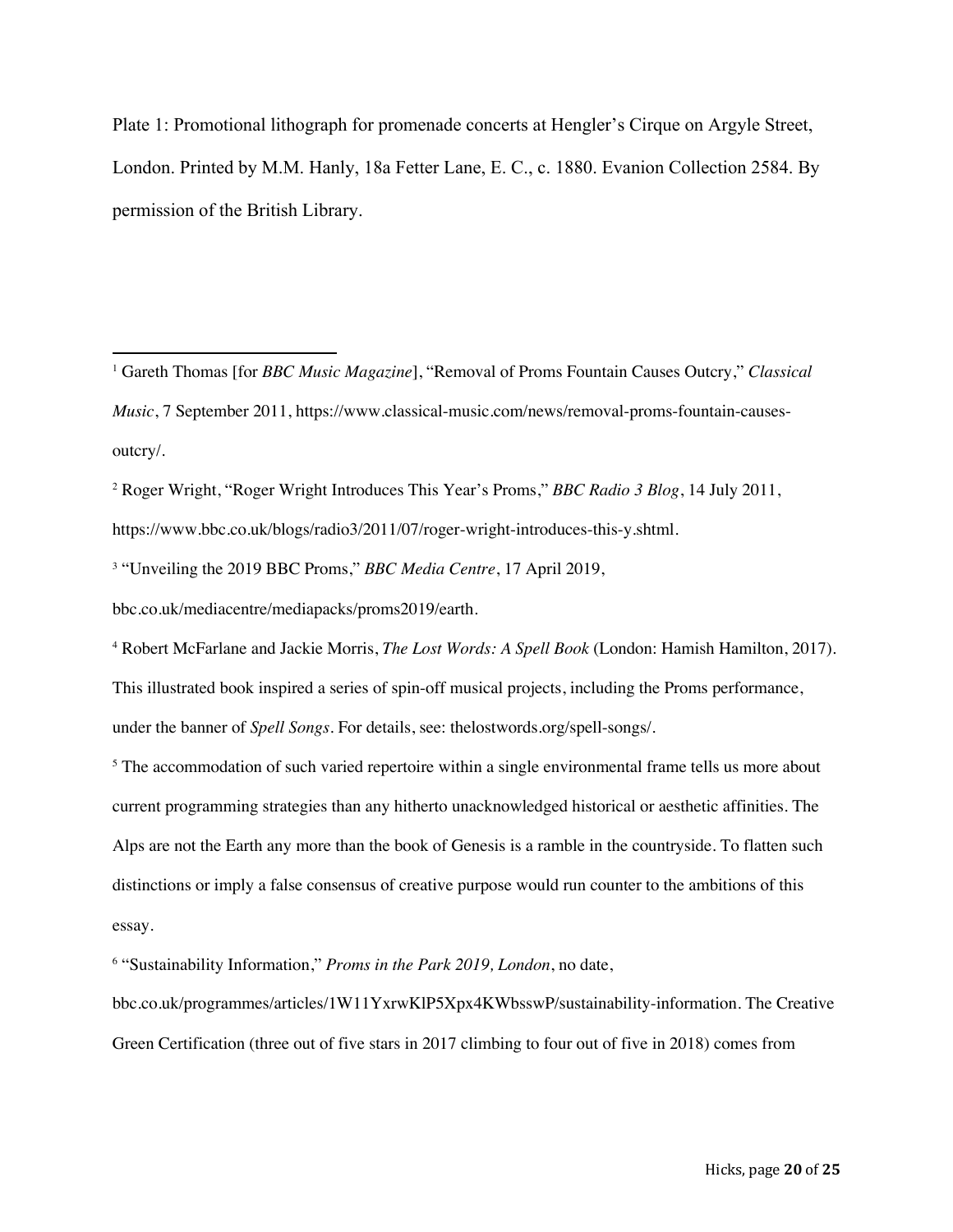Plate 1: Promotional lithograph for promenade concerts at Hengler's Cirque on Argyle Street, London. Printed by M.M. Hanly, 18a Fetter Lane, E. C., c. 1880. Evanion Collection 2584. By permission of the British Library.

---

[1] Gareth Thomas [for *BBC Music Magazine*], "Removal of Proms Fountain Causes Outcry," *Classical Music*, 7 September 2011, https://www.classical-music.com/news/removal-proms-fountain-causes-outcry/.

[2] Roger Wright, "Roger Wright Introduces This Year's Proms," *BBC Radio 3 Blog*, 14 July 2011, https://www.bbc.co.uk/blogs/radio3/2011/07/roger-wright-introduces-this-y.shtml.

[3] "Unveiling the 2019 BBC Proms," *BBC Media Centre*, 17 April 2019, bbc.co.uk/mediacentre/mediapacks/proms2019/earth.

[4] Robert McFarlane and Jackie Morris, *The Lost Words: A Spell Book* (London: Hamish Hamilton, 2017). This illustrated book inspired a series of spin-off musical projects, including the Proms performance, under the banner of *Spell Songs*. For details, see: thelostwords.org/spell-songs/.

[5] The accommodation of such varied repertoire within a single environmental frame tells us more about current programming strategies than any hitherto unacknowledged historical or aesthetic affinities. The Alps are not the Earth any more than the book of Genesis is a ramble in the countryside. To flatten such distinctions or imply a false consensus of creative purpose would run counter to the ambitions of this essay.

[6] "Sustainability Information," *Proms in the Park 2019, London*, no date, bbc.co.uk/programmes/articles/1W11YxrwKlP5Xpx4KWbsswP/sustainability-information. The Creative Green Certification (three out of five stars in 2017 climbing to four out of five in 2018) comes from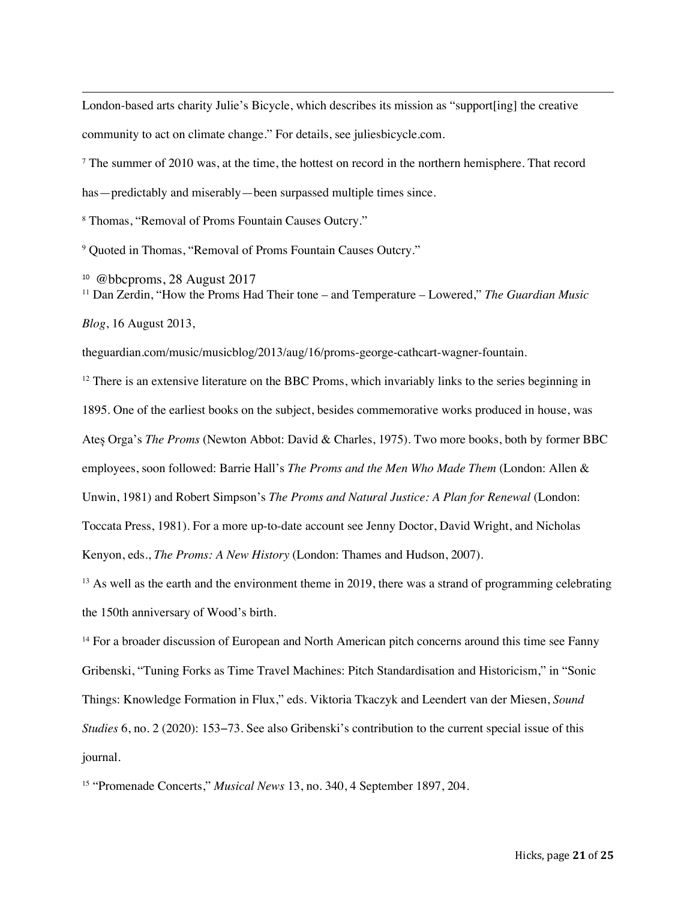London-based arts charity Julie's Bicycle, which describes its mission as "support[ing] the creative community to act on climate change." For details, see juliesbicycle.com.

[7] The summer of 2010 was, at the time, the hottest on record in the northern hemisphere. That record has—predictably and miserably—been surpassed multiple times since.

[8] Thomas, "Removal of Proms Fountain Causes Outcry."

[9] Quoted in Thomas, "Removal of Proms Fountain Causes Outcry."

[10] @bbcproms, 28 August 2017

[11] Dan Zerdin, "How the Proms Had Their tone – and Temperature – Lowered," *The Guardian Music Blog*, 16 August 2013, theguardian.com/music/musicblog/2013/aug/16/proms-george-cathcart-wagner-fountain.

[12] There is an extensive literature on the BBC Proms, which invariably links to the series beginning in 1895. One of the earliest books on the subject, besides commemorative works produced in house, was Ateș Orga's *The Proms* (Newton Abbot: David & Charles, 1975). Two more books, both by former BBC employees, soon followed: Barrie Hall's *The Proms and the Men Who Made Them* (London: Allen & Unwin, 1981) and Robert Simpson's *The Proms and Natural Justice: A Plan for Renewal* (London: Toccata Press, 1981). For a more up-to-date account see Jenny Doctor, David Wright, and Nicholas Kenyon, eds., *The Proms: A New History* (London: Thames and Hudson, 2007).

[13] As well as the earth and the environment theme in 2019, there was a strand of programming celebrating the 150th anniversary of Wood's birth.

[14] For a broader discussion of European and North American pitch concerns around this time see Fanny Gribenski, "Tuning Forks as Time Travel Machines: Pitch Standardisation and Historicism," in "Sonic Things: Knowledge Formation in Flux," eds. Viktoria Tkaczyk and Leendert van der Miesen, *Sound Studies* 6, no. 2 (2020): 153–73. See also Gribenski's contribution to the current special issue of this journal.

[15] "Promenade Concerts," *Musical News* 13, no. 340, 4 September 1897, 204.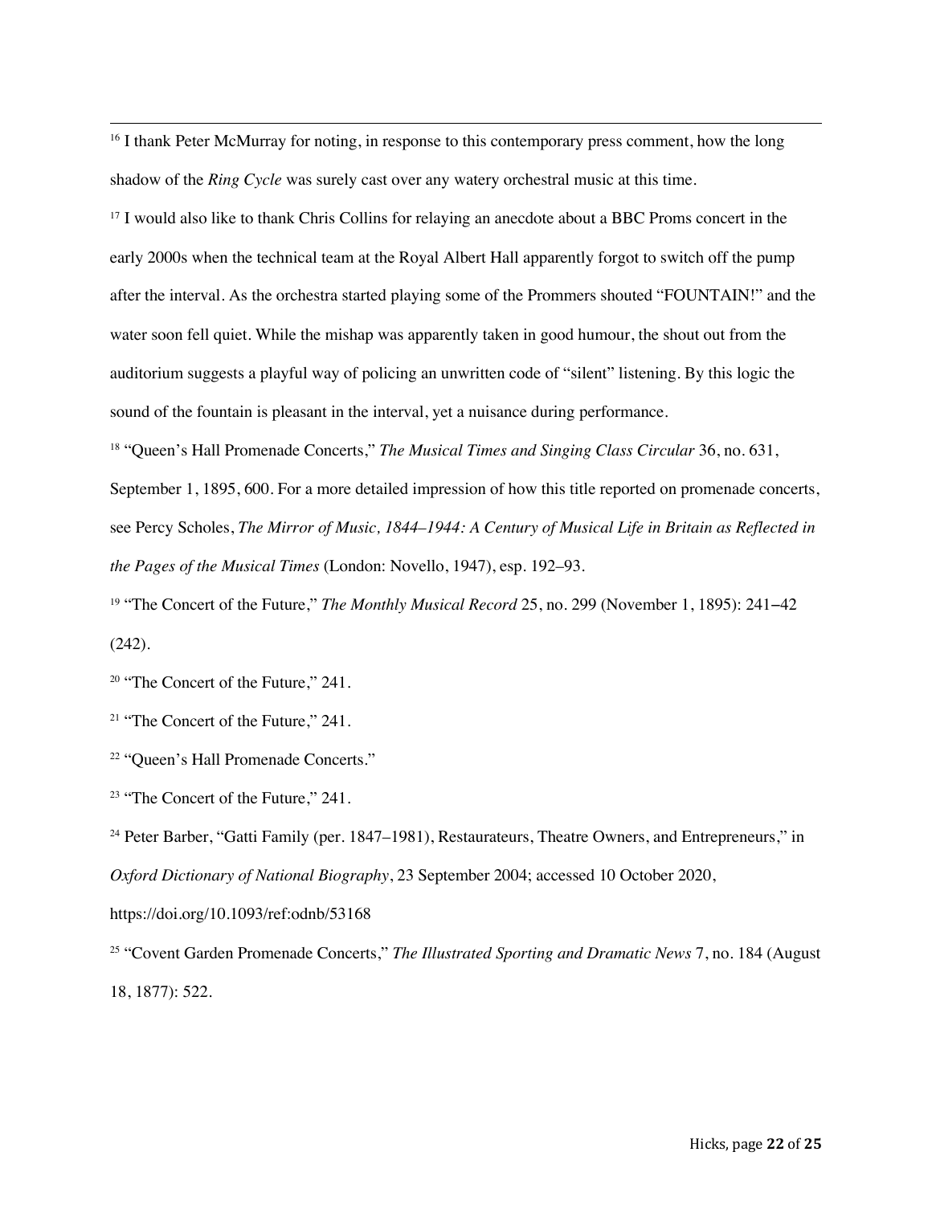[16] I thank Peter McMurray for noting, in response to this contemporary press comment, how the long shadow of the *Ring Cycle* was surely cast over any watery orchestral music at this time.

[17] I would also like to thank Chris Collins for relaying an anecdote about a BBC Proms concert in the early 2000s when the technical team at the Royal Albert Hall apparently forgot to switch off the pump after the interval. As the orchestra started playing some of the Prommers shouted "FOUNTAIN!" and the water soon fell quiet. While the mishap was apparently taken in good humour, the shout out from the auditorium suggests a playful way of policing an unwritten code of "silent" listening. By this logic the sound of the fountain is pleasant in the interval, yet a nuisance during performance.

[18] "Queen's Hall Promenade Concerts," *The Musical Times and Singing Class Circular* 36, no. 631, September 1, 1895, 600. For a more detailed impression of how this title reported on promenade concerts, see Percy Scholes, *The Mirror of Music, 1844–1944: A Century of Musical Life in Britain as Reflected in the Pages of the Musical Times* (London: Novello, 1947), esp. 192–93.

[19] "The Concert of the Future," *The Monthly Musical Record* 25, no. 299 (November 1, 1895): 241–42 (242).

[20] "The Concert of the Future," 241.

[21] "The Concert of the Future," 241.

[22] "Queen's Hall Promenade Concerts."

[23] "The Concert of the Future," 241.

[24] Peter Barber, "Gatti Family (per. 1847–1981), Restaurateurs, Theatre Owners, and Entrepreneurs," in *Oxford Dictionary of National Biography*, 23 September 2004; accessed 10 October 2020, https://doi.org/10.1093/ref:odnb/53168

[25] "Covent Garden Promenade Concerts," *The Illustrated Sporting and Dramatic News* 7, no. 184 (August 18, 1877): 522.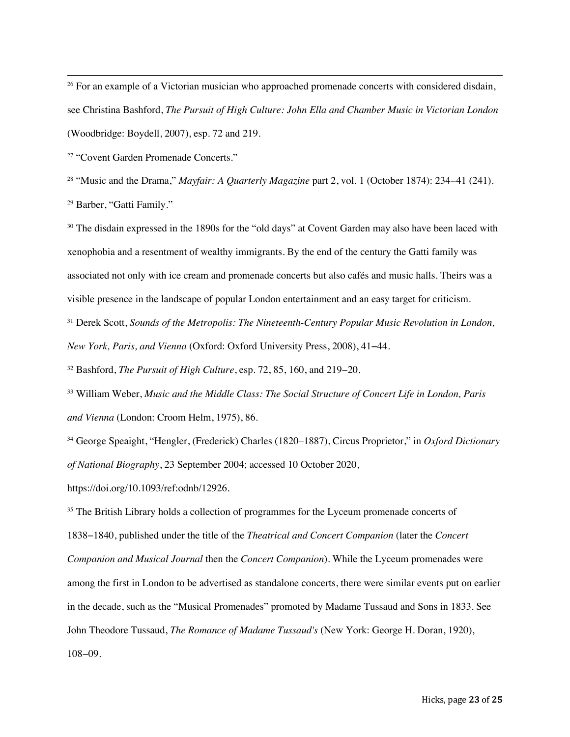[26] For an example of a Victorian musician who approached promenade concerts with considered disdain, see Christina Bashford, *The Pursuit of High Culture: John Ella and Chamber Music in Victorian London* (Woodbridge: Boydell, 2007), esp. 72 and 219.

[27] "Covent Garden Promenade Concerts."

[28] "Music and the Drama," *Mayfair: A Quarterly Magazine* part 2, vol. 1 (October 1874): 234–41 (241).

[29] Barber, "Gatti Family."

[30] The disdain expressed in the 1890s for the "old days" at Covent Garden may also have been laced with xenophobia and a resentment of wealthy immigrants. By the end of the century the Gatti family was associated not only with ice cream and promenade concerts but also cafés and music halls. Theirs was a visible presence in the landscape of popular London entertainment and an easy target for criticism.

[31] Derek Scott, *Sounds of the Metropolis: The Nineteenth-Century Popular Music Revolution in London, New York, Paris, and Vienna* (Oxford: Oxford University Press, 2008), 41–44.

[32] Bashford, *The Pursuit of High Culture*, esp. 72, 85, 160, and 219–20.

[33] William Weber, *Music and the Middle Class: The Social Structure of Concert Life in London, Paris and Vienna* (London: Croom Helm, 1975), 86.

[34] George Speaight, "Hengler, (Frederick) Charles (1820–1887), Circus Proprietor," in *Oxford Dictionary of National Biography*, 23 September 2004; accessed 10 October 2020, https://doi.org/10.1093/ref:odnb/12926.

[35] The British Library holds a collection of programmes for the Lyceum promenade concerts of 1838–1840, published under the title of the *Theatrical and Concert Companion* (later the *Concert Companion and Musical Journal* then the *Concert Companion*). While the Lyceum promenades were among the first in London to be advertised as standalone concerts, there were similar events put on earlier in the decade, such as the "Musical Promenades" promoted by Madame Tussaud and Sons in 1833. See John Theodore Tussaud, *The Romance of Madame Tussaud's* (New York: George H. Doran, 1920), 108–09.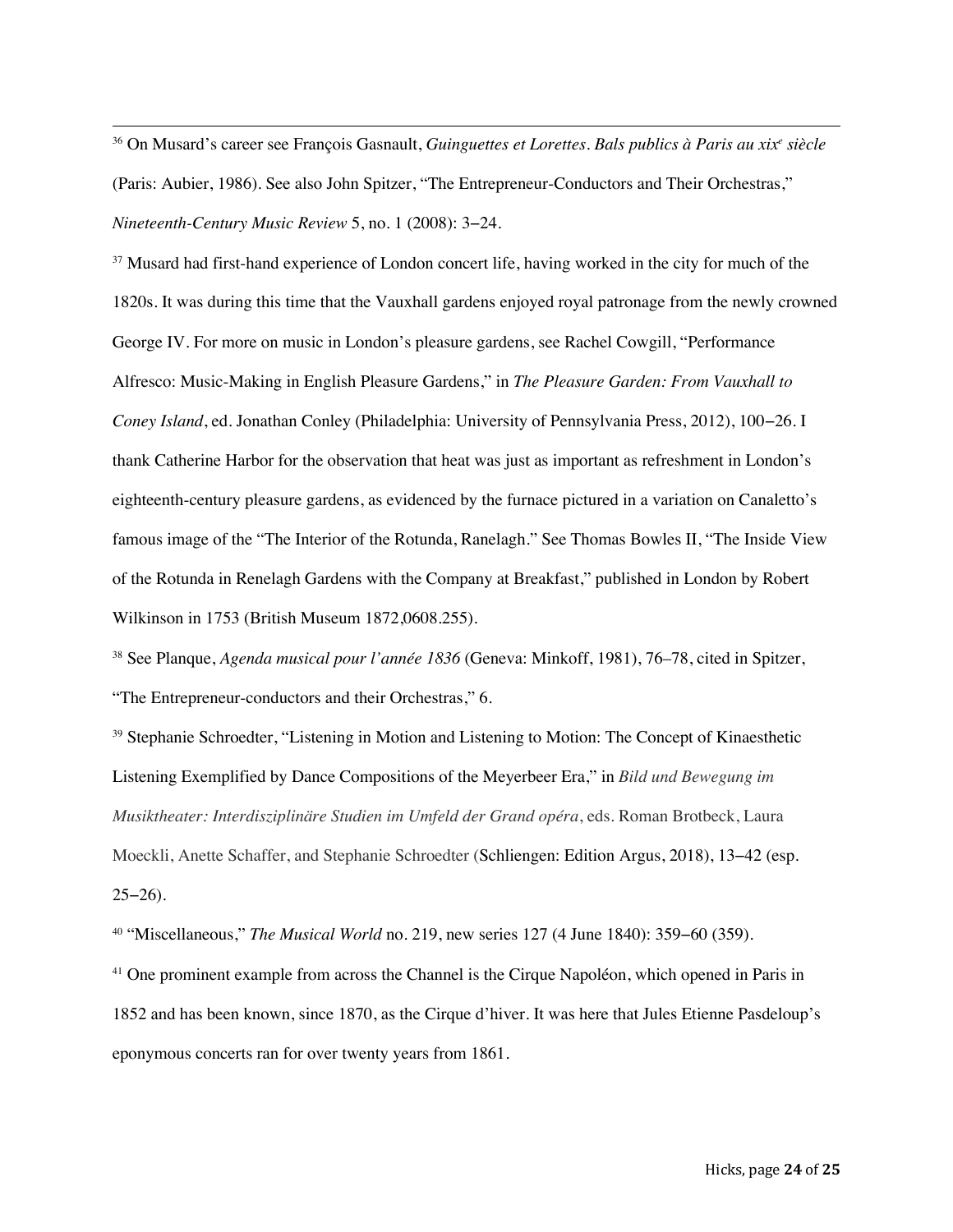[36] On Musard's career see François Gasnault, *Guinguettes et Lorettes. Bals publics à Paris au xix^e siècle* (Paris: Aubier, 1986). See also John Spitzer, "The Entrepreneur-Conductors and Their Orchestras," *Nineteenth-Century Music Review* 5, no. 1 (2008): 3–24.

[37] Musard had first-hand experience of London concert life, having worked in the city for much of the 1820s. It was during this time that the Vauxhall gardens enjoyed royal patronage from the newly crowned George IV. For more on music in London's pleasure gardens, see Rachel Cowgill, "Performance Alfresco: Music-Making in English Pleasure Gardens," in *The Pleasure Garden: From Vauxhall to Coney Island*, ed. Jonathan Conley (Philadelphia: University of Pennsylvania Press, 2012), 100–26. I thank Catherine Harbor for the observation that heat was just as important as refreshment in London's eighteenth-century pleasure gardens, as evidenced by the furnace pictured in a variation on Canaletto's famous image of the "The Interior of the Rotunda, Ranelagh." See Thomas Bowles II, "The Inside View of the Rotunda in Renelagh Gardens with the Company at Breakfast," published in London by Robert Wilkinson in 1753 (British Museum 1872,0608.255).

[38] See Planque, *Agenda musical pour l'année 1836* (Geneva: Minkoff, 1981), 76–78, cited in Spitzer, "The Entrepreneur-conductors and their Orchestras," 6.

[39] Stephanie Schroedter, "Listening in Motion and Listening to Motion: The Concept of Kinaesthetic Listening Exemplified by Dance Compositions of the Meyerbeer Era," in *Bild und Bewegung im Musiktheater: Interdisziplinäre Studien im Umfeld der Grand opéra*, eds. Roman Brotbeck, Laura Moeckli, Anette Schaffer, and Stephanie Schroedter (Schliengen: Edition Argus, 2018), 13–42 (esp. 25–26).

[40] "Miscellaneous," *The Musical World* no. 219, new series 127 (4 June 1840): 359–60 (359).

[41] One prominent example from across the Channel is the Cirque Napoléon, which opened in Paris in 1852 and has been known, since 1870, as the Cirque d'hiver. It was here that Jules Etienne Pasdeloup's eponymous concerts ran for over twenty years from 1861.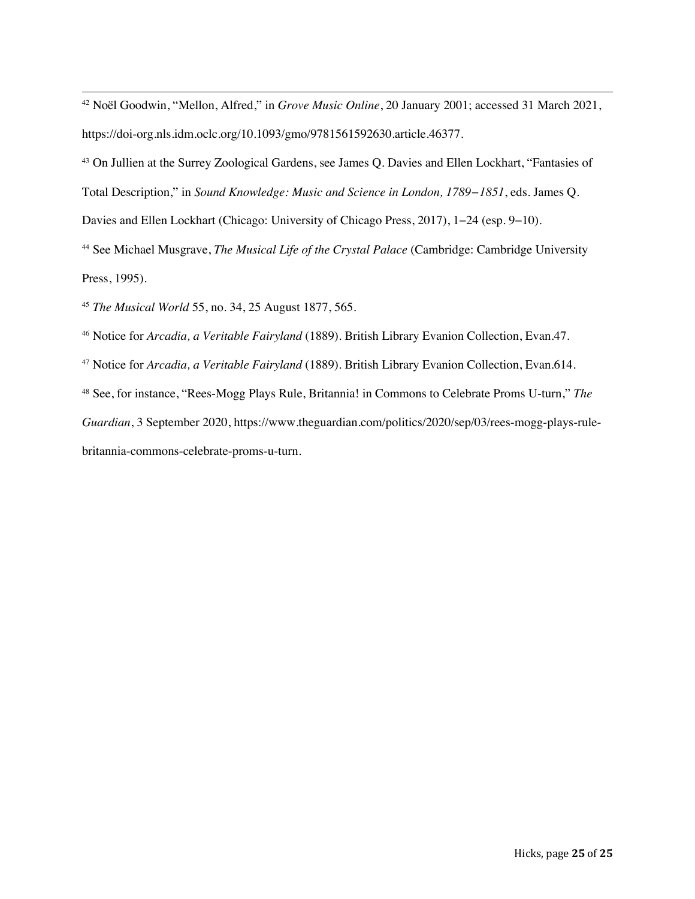[42] Noël Goodwin, "Mellon, Alfred," in *Grove Music Online*, 20 January 2001; accessed 31 March 2021, https://doi-org.nls.idm.oclc.org/10.1093/gmo/9781561592630.article.46377.

[43] On Jullien at the Surrey Zoological Gardens, see James Q. Davies and Ellen Lockhart, "Fantasies of Total Description," in *Sound Knowledge: Music and Science in London, 1789–1851*, eds. James Q. Davies and Ellen Lockhart (Chicago: University of Chicago Press, 2017), 1–24 (esp. 9–10).

[44] See Michael Musgrave, *The Musical Life of the Crystal Palace* (Cambridge: Cambridge University Press, 1995).

[45] *The Musical World* 55, no. 34, 25 August 1877, 565.

[46] Notice for *Arcadia, a Veritable Fairyland* (1889). British Library Evanion Collection, Evan.47.

[47] Notice for *Arcadia, a Veritable Fairyland* (1889). British Library Evanion Collection, Evan.614.

[48] See, for instance, "Rees-Mogg Plays Rule, Britannia! in Commons to Celebrate Proms U-turn," *The Guardian*, 3 September 2020, https://www.theguardian.com/politics/2020/sep/03/rees-mogg-plays-rule-britannia-commons-celebrate-proms-u-turn.